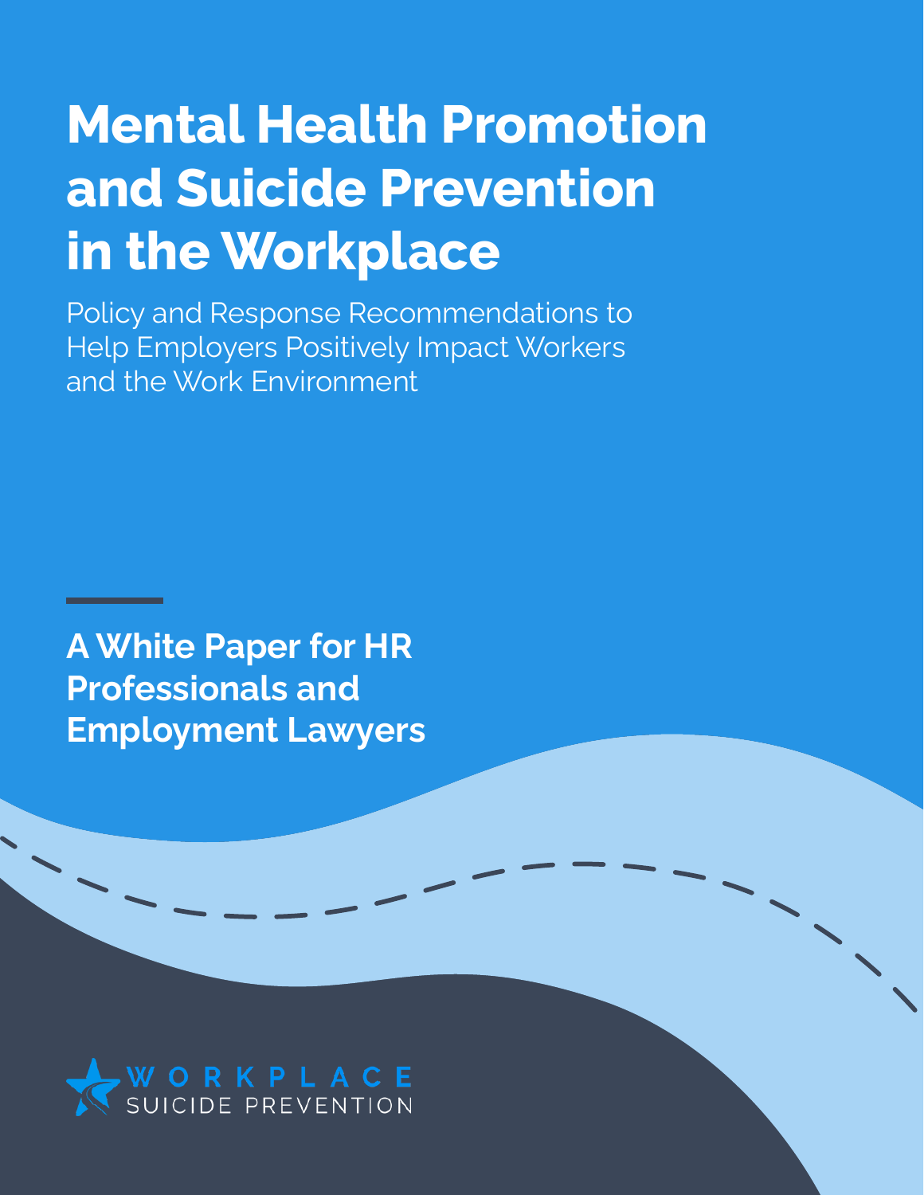# Mental Health Promotion and Suicide Prevention in the Workplace

Policy and Response Recommendations to Help Employers Positively Impact Workers and the Work Environment

**A White Paper for HR Professionals and Employment Lawyers**

WORKPLACE SUICIDE PREVENTION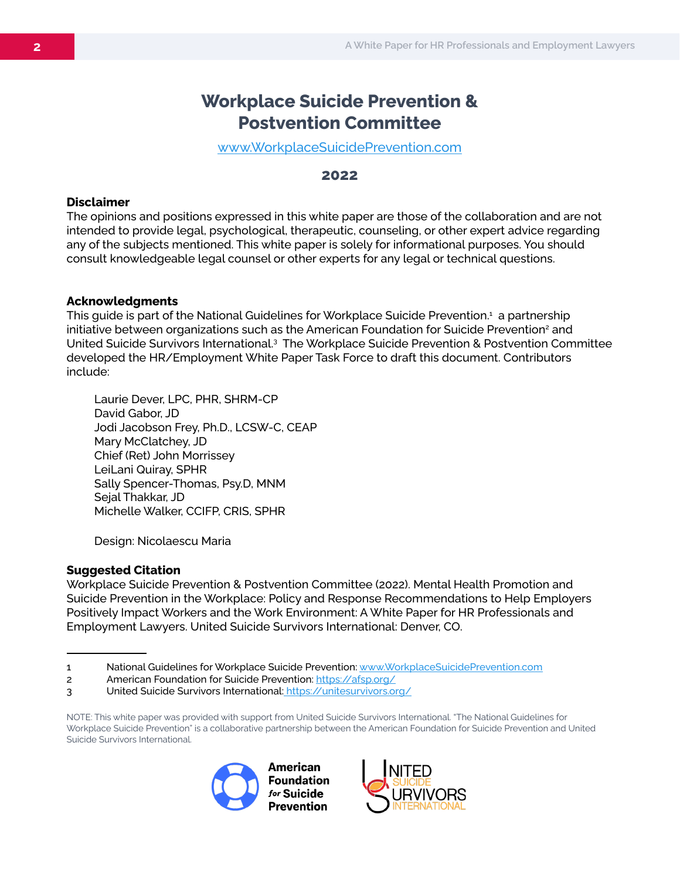# Workplace Suicide Prevention & Postvention Committee

www.WorkplaceSuicidePrevention.com

**2022**

**Disclaimer**

The opinions and positions expressed in this white paper are those of the collaboration and are not intended to provide legal, psychological, therapeutic, counseling, or other expert advice regarding any of the subjects mentioned. This white paper is solely for informational purposes. You should consult knowledgeable legal counsel or other experts for any legal or technical questions.

**Acknowledgments**

This guide is part of the National Guidelines for Workplace Suicide Prevention.[1] a partnership initiative between organizations such as the American Foundation for Suicide Prevention[2] and United Suicide Survivors International.[3] The Workplace Suicide Prevention & Postvention Committee developed the HR/Employment White Paper Task Force to draft this document. Contributors include:

Laurie Dever, LPC, PHR, SHRM-CP
David Gabor, JD
Jodi Jacobson Frey, Ph.D., LCSW-C, CEAP
Mary McClatchey, JD
Chief (Ret) John Morrissey
LeiLani Quiray, SPHR
Sally Spencer-Thomas, Psy.D, MNM
Sejal Thakkar, JD
Michelle Walker, CCIFP, CRIS, SPHR

Design: Nicolaescu Maria

**Suggested Citation**

Workplace Suicide Prevention & Postvention Committee (2022). Mental Health Promotion and Suicide Prevention in the Workplace: Policy and Response Recommendations to Help Employers Positively Impact Workers and the Work Environment: A White Paper for HR Professionals and Employment Lawyers. United Suicide Survivors International: Denver, CO.

---

1 National Guidelines for Workplace Suicide Prevention: www.WorkplaceSuicidePrevention.com
2 American Foundation for Suicide Prevention: https://afsp.org/
3 United Suicide Survivors International: https://unitesurvivors.org/

NOTE: This white paper was provided with support from United Suicide Survivors International. "The National Guidelines for Workplace Suicide Prevention" is a collaborative partnership between the American Foundation for Suicide Prevention and United Suicide Survivors International.

American Foundation for Suicide Prevention

United Suicide Survivors International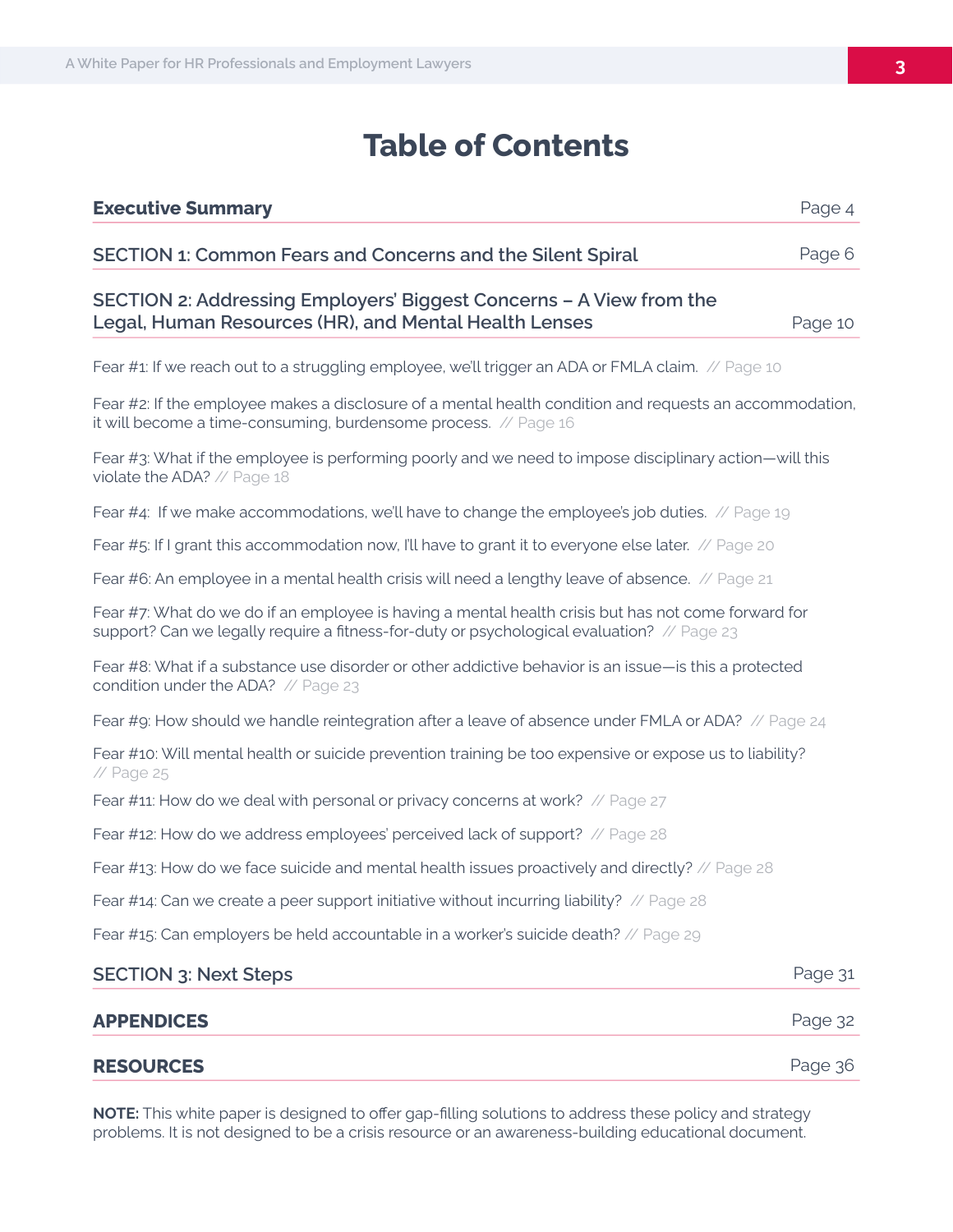# Table of Contents

| | |
|---|---|
| **Executive Summary** | Page 4 |
| SECTION 1: Common Fears and Concerns and the Silent Spiral | Page 6 |
| SECTION 2: Addressing Employers' Biggest Concerns – A View from the Legal, Human Resources (HR), and Mental Health Lenses | Page 10 |

Fear #1: If we reach out to a struggling employee, we'll trigger an ADA or FMLA claim. // Page 10

Fear #2: If the employee makes a disclosure of a mental health condition and requests an accommodation, it will become a time-consuming, burdensome process. // Page 16

Fear #3: What if the employee is performing poorly and we need to impose disciplinary action—will this violate the ADA? // Page 18

Fear #4: If we make accommodations, we'll have to change the employee's job duties. // Page 19

Fear #5: If I grant this accommodation now, I'll have to grant it to everyone else later. // Page 20

Fear #6: An employee in a mental health crisis will need a lengthy leave of absence. // Page 21

Fear #7: What do we do if an employee is having a mental health crisis but has not come forward for support? Can we legally require a fitness-for-duty or psychological evaluation? // Page 23

Fear #8: What if a substance use disorder or other addictive behavior is an issue—is this a protected condition under the ADA? // Page 23

Fear #9: How should we handle reintegration after a leave of absence under FMLA or ADA? // Page 24

Fear #10: Will mental health or suicide prevention training be too expensive or expose us to liability? // Page 25

Fear #11: How do we deal with personal or privacy concerns at work? // Page 27

Fear #12: How do we address employees' perceived lack of support? // Page 28

Fear #13: How do we face suicide and mental health issues proactively and directly? // Page 28

Fear #14: Can we create a peer support initiative without incurring liability? // Page 28

Fear #15: Can employers be held accountable in a worker's suicide death? // Page 29

| | |
|---|---|
| SECTION 3: Next Steps | Page 31 |
| **APPENDICES** | Page 32 |
| **RESOURCES** | Page 36 |

**NOTE:** This white paper is designed to offer gap-filling solutions to address these policy and strategy problems. It is not designed to be a crisis resource or an awareness-building educational document.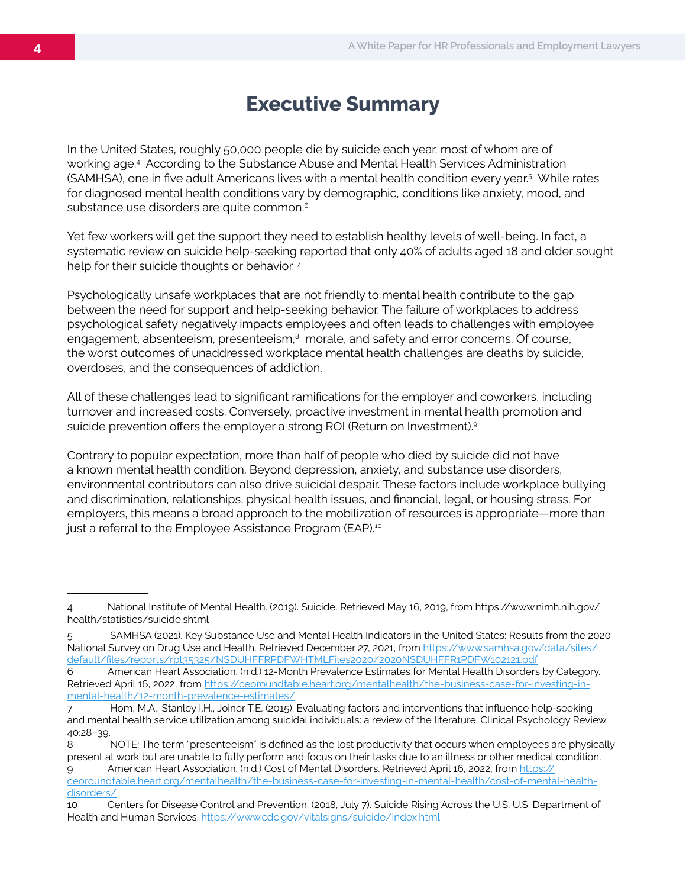# Executive Summary

In the United States, roughly 50,000 people die by suicide each year, most of whom are of working age.[4] According to the Substance Abuse and Mental Health Services Administration (SAMHSA), one in five adult Americans lives with a mental health condition every year.[5] While rates for diagnosed mental health conditions vary by demographic, conditions like anxiety, mood, and substance use disorders are quite common.[6]

Yet few workers will get the support they need to establish healthy levels of well-being. In fact, a systematic review on suicide help-seeking reported that only 40% of adults aged 18 and older sought help for their suicide thoughts or behavior.[7]

Psychologically unsafe workplaces that are not friendly to mental health contribute to the gap between the need for support and help-seeking behavior. The failure of workplaces to address psychological safety negatively impacts employees and often leads to challenges with employee engagement, absenteeism, presenteeism,[8] morale, and safety and error concerns. Of course, the worst outcomes of unaddressed workplace mental health challenges are deaths by suicide, overdoses, and the consequences of addiction.

All of these challenges lead to significant ramifications for the employer and coworkers, including turnover and increased costs. Conversely, proactive investment in mental health promotion and suicide prevention offers the employer a strong ROI (Return on Investment).[9]

Contrary to popular expectation, more than half of people who died by suicide did not have a known mental health condition. Beyond depression, anxiety, and substance use disorders, environmental contributors can also drive suicidal despair. These factors include workplace bullying and discrimination, relationships, physical health issues, and financial, legal, or housing stress. For employers, this means a broad approach to the mobilization of resources is appropriate—more than just a referral to the Employee Assistance Program (EAP).[10]

---

4 National Institute of Mental Health. (2019). Suicide. Retrieved May 16, 2019, from https://www.nimh.nih.gov/health/statistics/suicide.shtml

5 SAMHSA (2021). Key Substance Use and Mental Health Indicators in the United States: Results from the 2020 National Survey on Drug Use and Health. Retrieved December 27, 2021, from https://www.samhsa.gov/data/sites/default/files/reports/rpt35325/NSDUHFFRPDFWHTMLFiles2020/2020NSDUHFFR1PDFW102121.pdf

6 American Heart Association. (n.d.) 12-Month Prevalence Estimates for Mental Health Disorders by Category. Retrieved April 16, 2022, from https://ceoroundtable.heart.org/mentalhealth/the-business-case-for-investing-in-mental-health/12-month-prevalence-estimates/

7 Hom, M.A., Stanley I.H., Joiner T.E. (2015). Evaluating factors and interventions that influence help-seeking and mental health service utilization among suicidal individuals: a review of the literature. Clinical Psychology Review, 40:28–39.

8 NOTE: The term "presenteeism" is defined as the lost productivity that occurs when employees are physically present at work but are unable to fully perform and focus on their tasks due to an illness or other medical condition.

9 American Heart Association. (n.d.) Cost of Mental Disorders. Retrieved April 16, 2022, from https://ceoroundtable.heart.org/mentalhealth/the-business-case-for-investing-in-mental-health/cost-of-mental-health-disorders/

10 Centers for Disease Control and Prevention. (2018, July 7). Suicide Rising Across the U.S. U.S. Department of Health and Human Services. https://www.cdc.gov/vitalsigns/suicide/index.html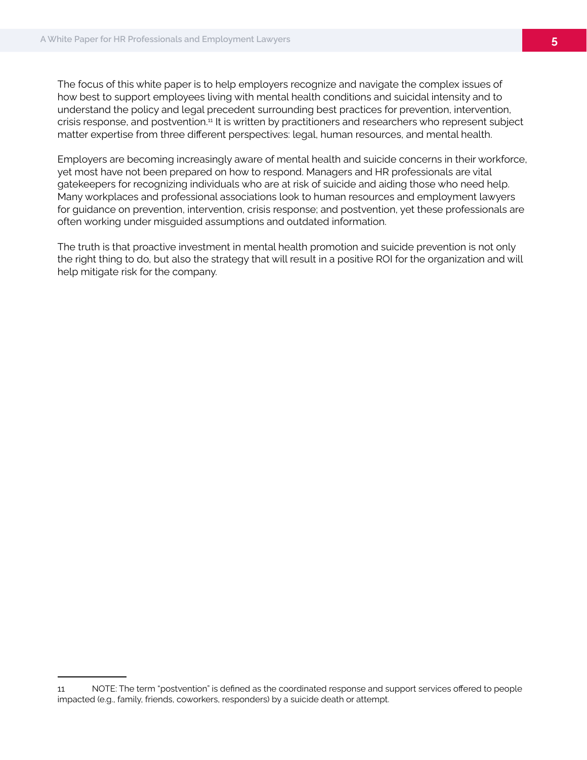The focus of this white paper is to help employers recognize and navigate the complex issues of how best to support employees living with mental health conditions and suicidal intensity and to understand the policy and legal precedent surrounding best practices for prevention, intervention, crisis response, and postvention.[11] It is written by practitioners and researchers who represent subject matter expertise from three different perspectives: legal, human resources, and mental health.

Employers are becoming increasingly aware of mental health and suicide concerns in their workforce, yet most have not been prepared on how to respond. Managers and HR professionals are vital gatekeepers for recognizing individuals who are at risk of suicide and aiding those who need help. Many workplaces and professional associations look to human resources and employment lawyers for guidance on prevention, intervention, crisis response; and postvention, yet these professionals are often working under misguided assumptions and outdated information.

The truth is that proactive investment in mental health promotion and suicide prevention is not only the right thing to do, but also the strategy that will result in a positive ROI for the organization and will help mitigate risk for the company.

---

11 NOTE: The term "postvention" is defined as the coordinated response and support services offered to people impacted (e.g., family, friends, coworkers, responders) by a suicide death or attempt.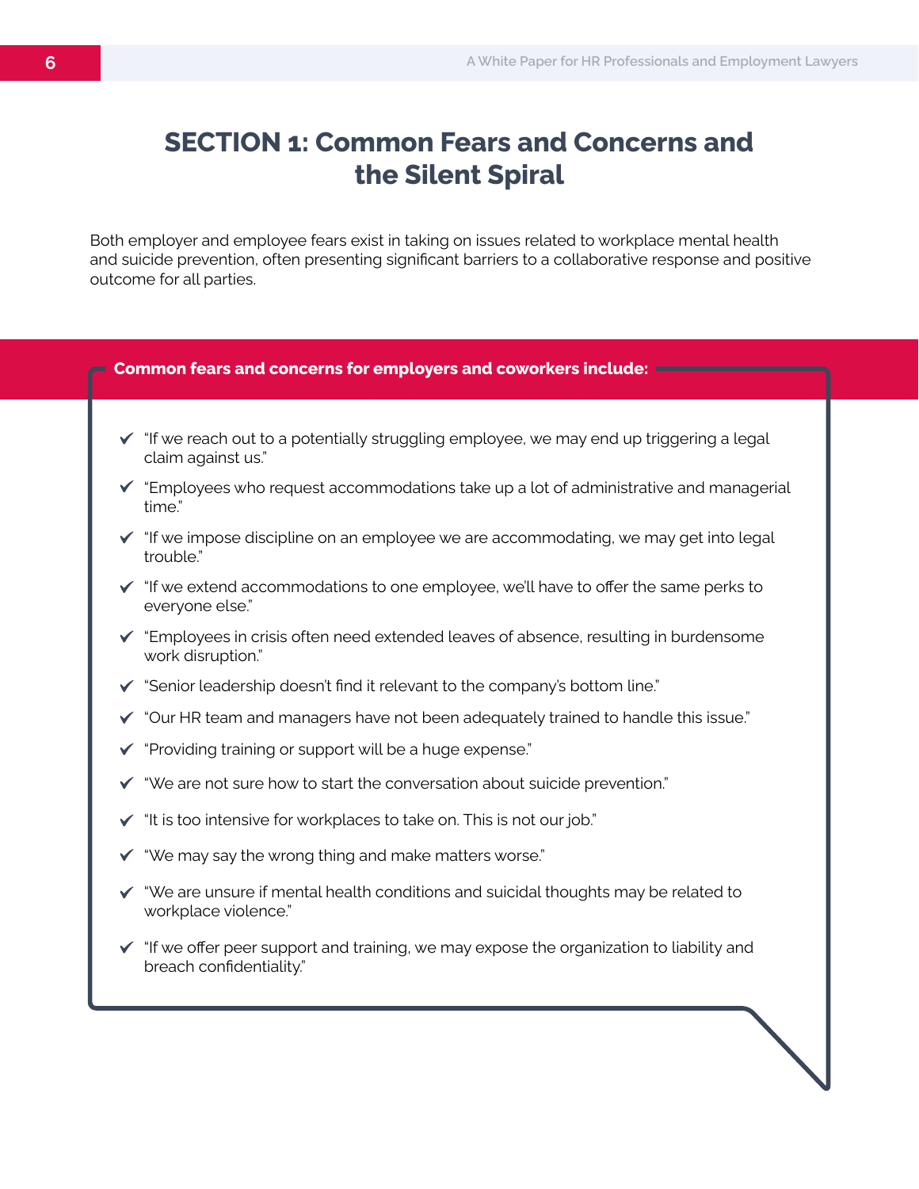# SECTION 1: Common Fears and Concerns and the Silent Spiral

Both employer and employee fears exist in taking on issues related to workplace mental health and suicide prevention, often presenting significant barriers to a collaborative response and positive outcome for all parties.

**Common fears and concerns for employers and coworkers include:**

- ✔ "If we reach out to a potentially struggling employee, we may end up triggering a legal claim against us."
- ✔ "Employees who request accommodations take up a lot of administrative and managerial time."
- ✔ "If we impose discipline on an employee we are accommodating, we may get into legal trouble."
- ✔ "If we extend accommodations to one employee, we'll have to offer the same perks to everyone else."
- ✔ "Employees in crisis often need extended leaves of absence, resulting in burdensome work disruption."
- ✔ "Senior leadership doesn't find it relevant to the company's bottom line."
- ✔ "Our HR team and managers have not been adequately trained to handle this issue."
- ✔ "Providing training or support will be a huge expense."
- ✔ "We are not sure how to start the conversation about suicide prevention."
- ✔ "It is too intensive for workplaces to take on. This is not our job."
- ✔ "We may say the wrong thing and make matters worse."
- ✔ "We are unsure if mental health conditions and suicidal thoughts may be related to workplace violence."
- ✔ "If we offer peer support and training, we may expose the organization to liability and breach confidentiality."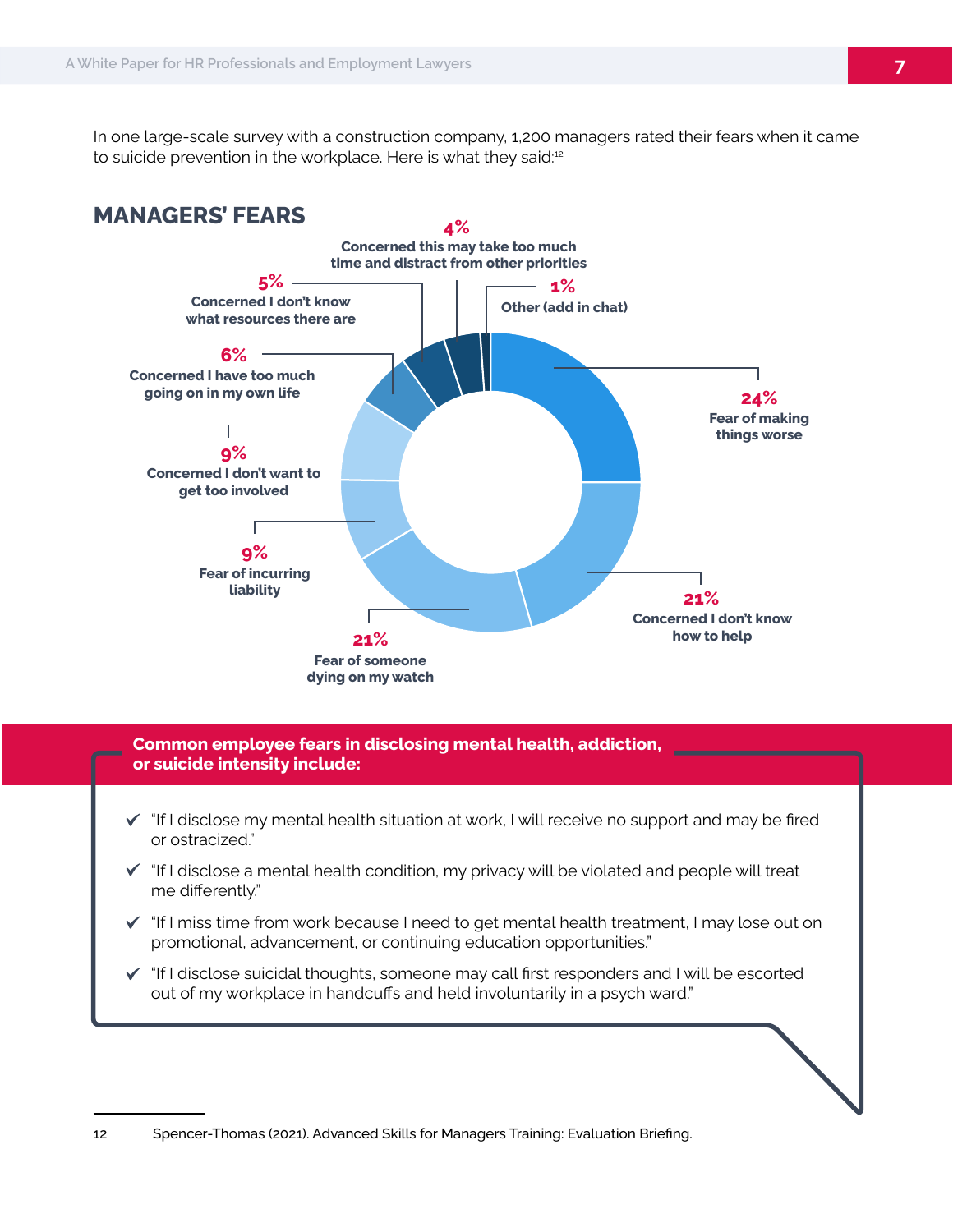In one large-scale survey with a construction company, 1,200 managers rated their fears when it came to suicide prevention in the workplace. Here is what they said:[12]

## MANAGERS' FEARS

- **24%** Fear of making things worse
- **21%** Concerned I don't know how to help
- **21%** Fear of someone dying on my watch
- **9%** Fear of incurring liability
- **9%** Concerned I don't want to get too involved
- **6%** Concerned I have too much going on in my own life
- **5%** Concerned I don't know what resources there are
- **4%** Concerned this may take too much time and distract from other priorities
- **1%** Other (add in chat)

**Common employee fears in disclosing mental health, addiction, or suicide intensity include:**

- ✓ "If I disclose my mental health situation at work, I will receive no support and may be fired or ostracized."
- ✓ "If I disclose a mental health condition, my privacy will be violated and people will treat me differently."
- ✓ "If I miss time from work because I need to get mental health treatment, I may lose out on promotional, advancement, or continuing education opportunities."
- ✓ "If I disclose suicidal thoughts, someone may call first responders and I will be escorted out of my workplace in handcuffs and held involuntarily in a psych ward."

12 Spencer-Thomas (2021). Advanced Skills for Managers Training: Evaluation Briefing.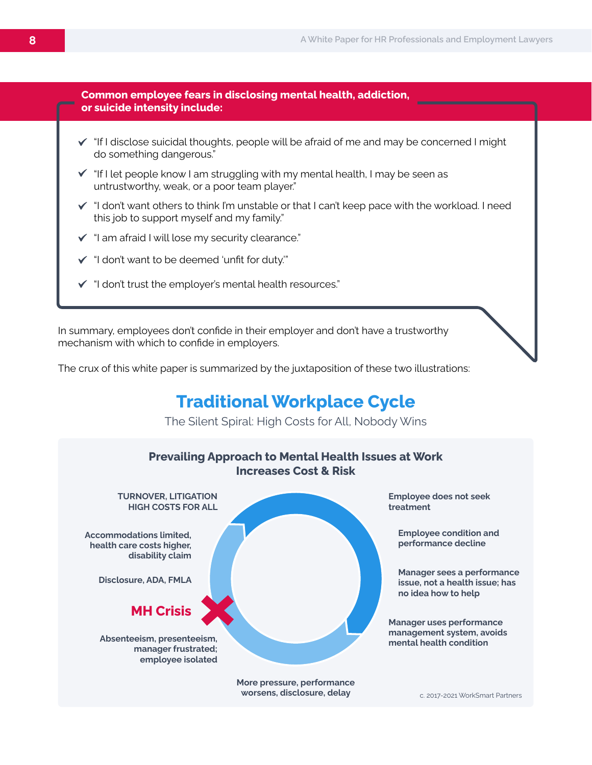**Common employee fears in disclosing mental health, addiction, or suicide intensity include:**

- "If I disclose suicidal thoughts, people will be afraid of me and may be concerned I might do something dangerous."
- "If I let people know I am struggling with my mental health, I may be seen as untrustworthy, weak, or a poor team player."
- "I don't want others to think I'm unstable or that I can't keep pace with the workload. I need this job to support myself and my family."
- "I am afraid I will lose my security clearance."
- "I don't want to be deemed 'unfit for duty.'"
- "I don't trust the employer's mental health resources."

In summary, employees don't confide in their employer and don't have a trustworthy mechanism with which to confide in employers.

The crux of this white paper is summarized by the juxtaposition of these two illustrations:

## Traditional Workplace Cycle

The Silent Spiral: High Costs for All, Nobody Wins

**Prevailing Approach to Mental Health Issues at Work Increases Cost & Risk**

- Employee does not seek treatment
- Employee condition and performance decline
- Manager sees a performance issue, not a health issue; has no idea how to help
- Manager uses performance management system, avoids mental health condition
- More pressure, performance worsens, disclosure, delay
- Absenteeism, presenteeism, manager frustrated; employee isolated
- MH Crisis
- Disclosure, ADA, FMLA
- Accommodations limited, health care costs higher, disability claim
- TURNOVER, LITIGATION HIGH COSTS FOR ALL

c. 2017-2021 WorkSmart Partners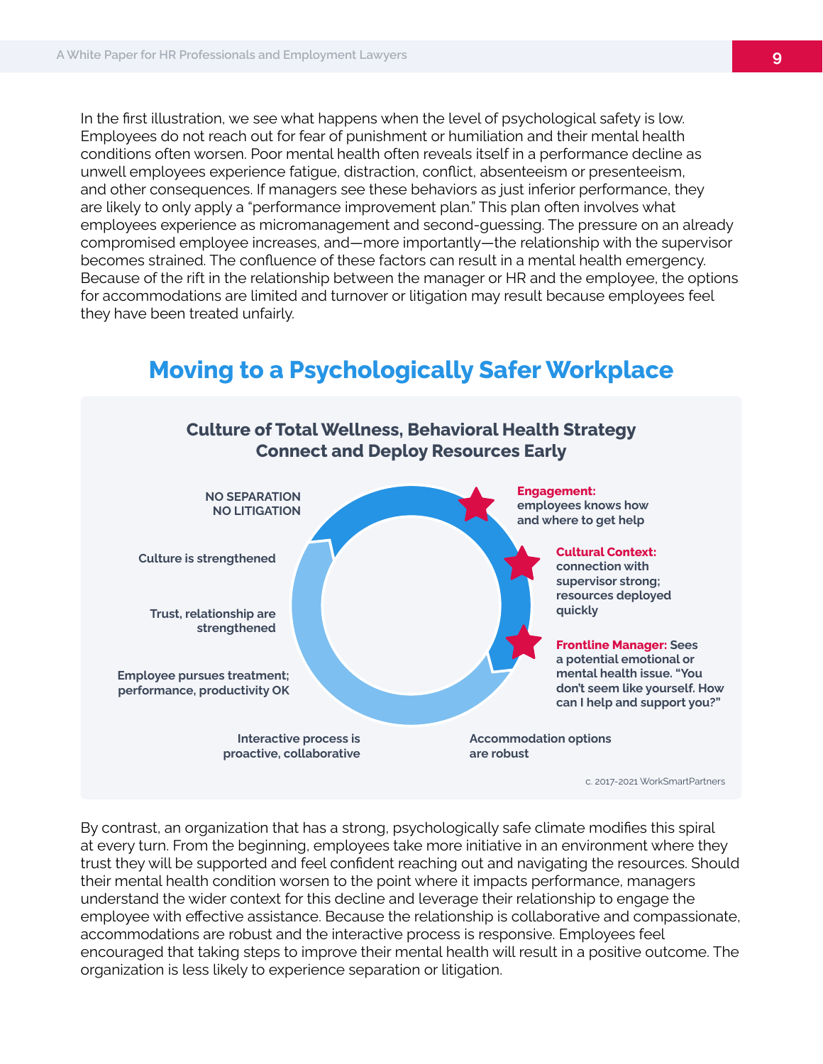In the first illustration, we see what happens when the level of psychological safety is low. Employees do not reach out for fear of punishment or humiliation and their mental health conditions often worsen. Poor mental health often reveals itself in a performance decline as unwell employees experience fatigue, distraction, conflict, absenteeism or presenteeism, and other consequences. If managers see these behaviors as just inferior performance, they are likely to only apply a "performance improvement plan." This plan often involves what employees experience as micromanagement and second-guessing. The pressure on an already compromised employee increases, and—more importantly—the relationship with the supervisor becomes strained. The confluence of these factors can result in a mental health emergency. Because of the rift in the relationship between the manager or HR and the employee, the options for accommodations are limited and turnover or litigation may result because employees feel they have been treated unfairly.

## Moving to a Psychologically Safer Workplace

**Culture of Total Wellness, Behavioral Health Strategy**
**Connect and Deploy Resources Early**

**Engagement:** employees knows how and where to get help

**Cultural Context:** connection with supervisor strong; resources deployed quickly

**Frontline Manager:** Sees a potential emotional or mental health issue. "You don't seem like yourself. How can I help and support you?"

Accommodation options are robust

Interactive process is proactive, collaborative

Employee pursues treatment; performance, productivity OK

Trust, relationship are strengthened

Culture is strengthened

NO SEPARATION
NO LITIGATION

c. 2017-2021 WorkSmartPartners

By contrast, an organization that has a strong, psychologically safe climate modifies this spiral at every turn. From the beginning, employees take more initiative in an environment where they trust they will be supported and feel confident reaching out and navigating the resources. Should their mental health condition worsen to the point where it impacts performance, managers understand the wider context for this decline and leverage their relationship to engage the employee with effective assistance. Because the relationship is collaborative and compassionate, accommodations are robust and the interactive process is responsive. Employees feel encouraged that taking steps to improve their mental health will result in a positive outcome. The organization is less likely to experience separation or litigation.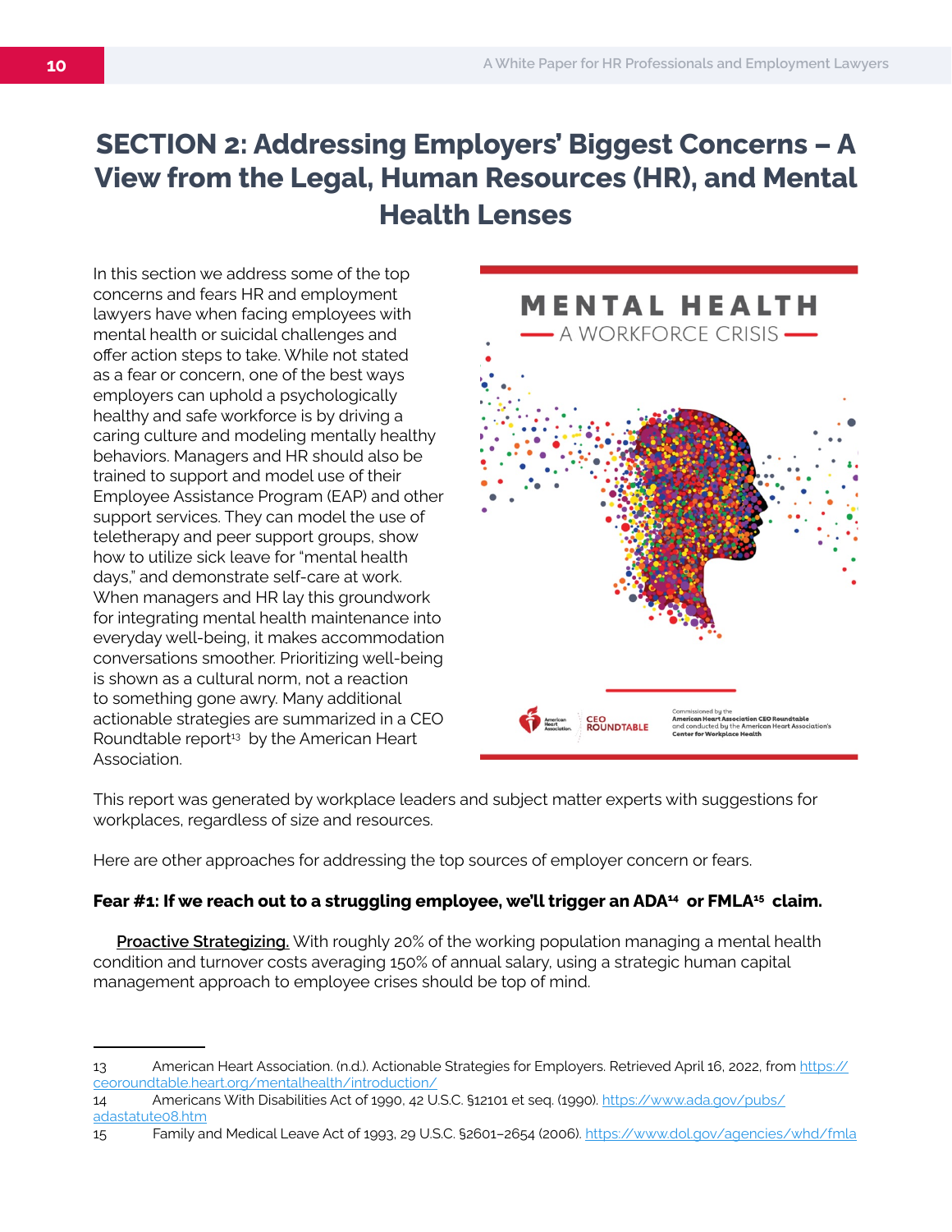# SECTION 2: Addressing Employers' Biggest Concerns – A View from the Legal, Human Resources (HR), and Mental Health Lenses

In this section we address some of the top concerns and fears HR and employment lawyers have when facing employees with mental health or suicidal challenges and offer action steps to take. While not stated as a fear or concern, one of the best ways employers can uphold a psychologically healthy and safe workforce is by driving a caring culture and modeling mentally healthy behaviors. Managers and HR should also be trained to support and model use of their Employee Assistance Program (EAP) and other support services. They can model the use of teletherapy and peer support groups, show how to utilize sick leave for "mental health days," and demonstrate self-care at work. When managers and HR lay this groundwork for integrating mental health maintenance into everyday well-being, it makes accommodation conversations smoother. Prioritizing well-being is shown as a cultural norm, not a reaction to something gone awry. Many additional actionable strategies are summarized in a CEO Roundtable report[13] by the American Heart Association.

MENTAL HEALTH

A WORKFORCE CRISIS

American Heart Association. CEO ROUNDTABLE

Commissioned by the American Heart Association CEO Roundtable and conducted by the American Heart Association's Center for Workplace Health

This report was generated by workplace leaders and subject matter experts with suggestions for workplaces, regardless of size and resources.

Here are other approaches for addressing the top sources of employer concern or fears.

**Fear #1: If we reach out to a struggling employee, we'll trigger an ADA[14] or FMLA[15] claim.**

**Proactive Strategizing.** With roughly 20% of the working population managing a mental health condition and turnover costs averaging 150% of annual salary, using a strategic human capital management approach to employee crises should be top of mind.

---

13 American Heart Association. (n.d.). Actionable Strategies for Employers. Retrieved April 16, 2022, from https://ceoroundtable.heart.org/mentalhealth/introduction/

14 Americans With Disabilities Act of 1990, 42 U.S.C. §12101 et seq. (1990). https://www.ada.gov/pubs/adastatute08.htm

15 Family and Medical Leave Act of 1993, 29 U.S.C. §2601–2654 (2006). https://www.dol.gov/agencies/whd/fmla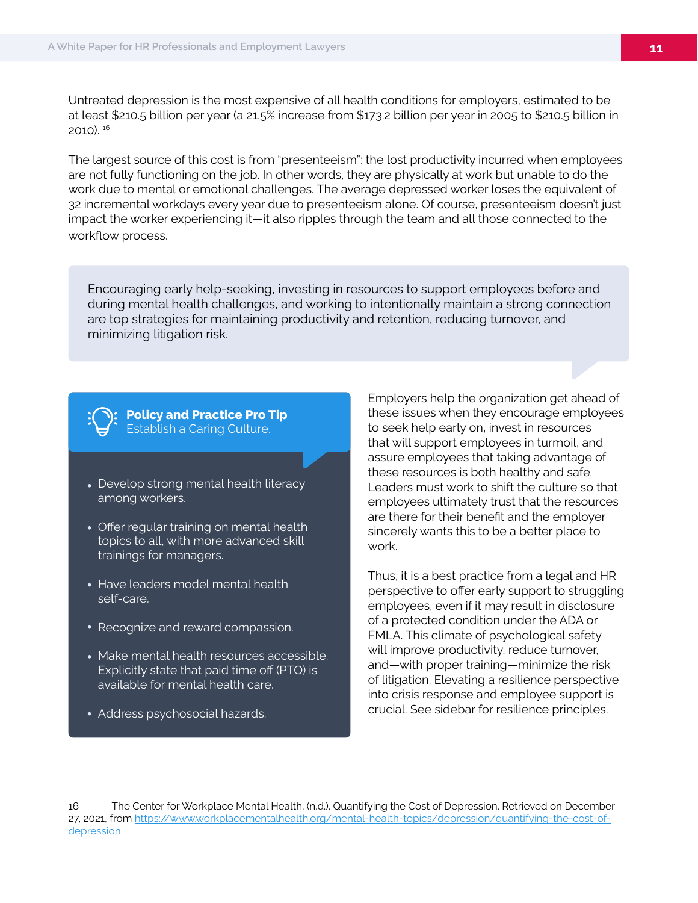Untreated depression is the most expensive of all health conditions for employers, estimated to be at least $210.5 billion per year (a 21.5% increase from $173.2 billion per year in 2005 to $210.5 billion in 2010).[16]

The largest source of this cost is from "presenteeism": the lost productivity incurred when employees are not fully functioning on the job. In other words, they are physically at work but unable to do the work due to mental or emotional challenges. The average depressed worker loses the equivalent of 32 incremental workdays every year due to presenteeism alone. Of course, presenteeism doesn't just impact the worker experiencing it—it also ripples through the team and all those connected to the workflow process.

> Encouraging early help-seeking, investing in resources to support employees before and during mental health challenges, and working to intentionally maintain a strong connection are top strategies for maintaining productivity and retention, reducing turnover, and minimizing litigation risk.

**Policy and Practice Pro Tip**
Establish a Caring Culture.

- Develop strong mental health literacy among workers.
- Offer regular training on mental health topics to all, with more advanced skill trainings for managers.
- Have leaders model mental health self-care.
- Recognize and reward compassion.
- Make mental health resources accessible. Explicitly state that paid time off (PTO) is available for mental health care.
- Address psychosocial hazards.

Employers help the organization get ahead of these issues when they encourage employees to seek help early on, invest in resources that will support employees in turmoil, and assure employees that taking advantage of these resources is both healthy and safe. Leaders must work to shift the culture so that employees ultimately trust that the resources are there for their benefit and the employer sincerely wants this to be a better place to work.

Thus, it is a best practice from a legal and HR perspective to offer early support to struggling employees, even if it may result in disclosure of a protected condition under the ADA or FMLA. This climate of psychological safety will improve productivity, reduce turnover, and—with proper training—minimize the risk of litigation. Elevating a resilience perspective into crisis response and employee support is crucial. See sidebar for resilience principles.

---

16 The Center for Workplace Mental Health. (n.d.). Quantifying the Cost of Depression. Retrieved on December 27, 2021, from https://www.workplacementalhealth.org/mental-health-topics/depression/quantifying-the-cost-of-depression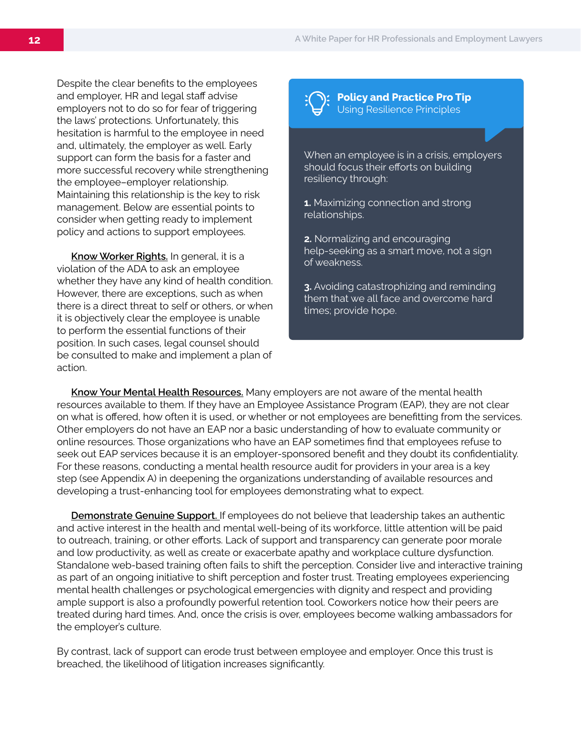Despite the clear benefits to the employees and employer, HR and legal staff advise employers not to do so for fear of triggering the laws' protections. Unfortunately, this hesitation is harmful to the employee in need and, ultimately, the employer as well. Early support can form the basis for a faster and more successful recovery while strengthening the employee–employer relationship. Maintaining this relationship is the key to risk management. Below are essential points to consider when getting ready to implement policy and actions to support employees.

**Know Worker Rights.** In general, it is a violation of the ADA to ask an employee whether they have any kind of health condition. However, there are exceptions, such as when there is a direct threat to self or others, or when it is objectively clear the employee is unable to perform the essential functions of their position. In such cases, legal counsel should be consulted to make and implement a plan of action.

> **Policy and Practice Pro Tip**
> Using Resilience Principles
>
> When an employee is in a crisis, employers should focus their efforts on building resiliency through:
>
> **1.** Maximizing connection and strong relationships.
>
> **2.** Normalizing and encouraging help-seeking as a smart move, not a sign of weakness.
>
> **3.** Avoiding catastrophizing and reminding them that we all face and overcome hard times; provide hope.

**Know Your Mental Health Resources.** Many employers are not aware of the mental health resources available to them. If they have an Employee Assistance Program (EAP), they are not clear on what is offered, how often it is used, or whether or not employees are benefitting from the services. Other employers do not have an EAP nor a basic understanding of how to evaluate community or online resources. Those organizations who have an EAP sometimes find that employees refuse to seek out EAP services because it is an employer-sponsored benefit and they doubt its confidentiality. For these reasons, conducting a mental health resource audit for providers in your area is a key step (see Appendix A) in deepening the organizations understanding of available resources and developing a trust-enhancing tool for employees demonstrating what to expect.

**Demonstrate Genuine Support.** If employees do not believe that leadership takes an authentic and active interest in the health and mental well-being of its workforce, little attention will be paid to outreach, training, or other efforts. Lack of support and transparency can generate poor morale and low productivity, as well as create or exacerbate apathy and workplace culture dysfunction. Standalone web-based training often fails to shift the perception. Consider live and interactive training as part of an ongoing initiative to shift perception and foster trust. Treating employees experiencing mental health challenges or psychological emergencies with dignity and respect and providing ample support is also a profoundly powerful retention tool. Coworkers notice how their peers are treated during hard times. And, once the crisis is over, employees become walking ambassadors for the employer's culture.

By contrast, lack of support can erode trust between employee and employer. Once this trust is breached, the likelihood of litigation increases significantly.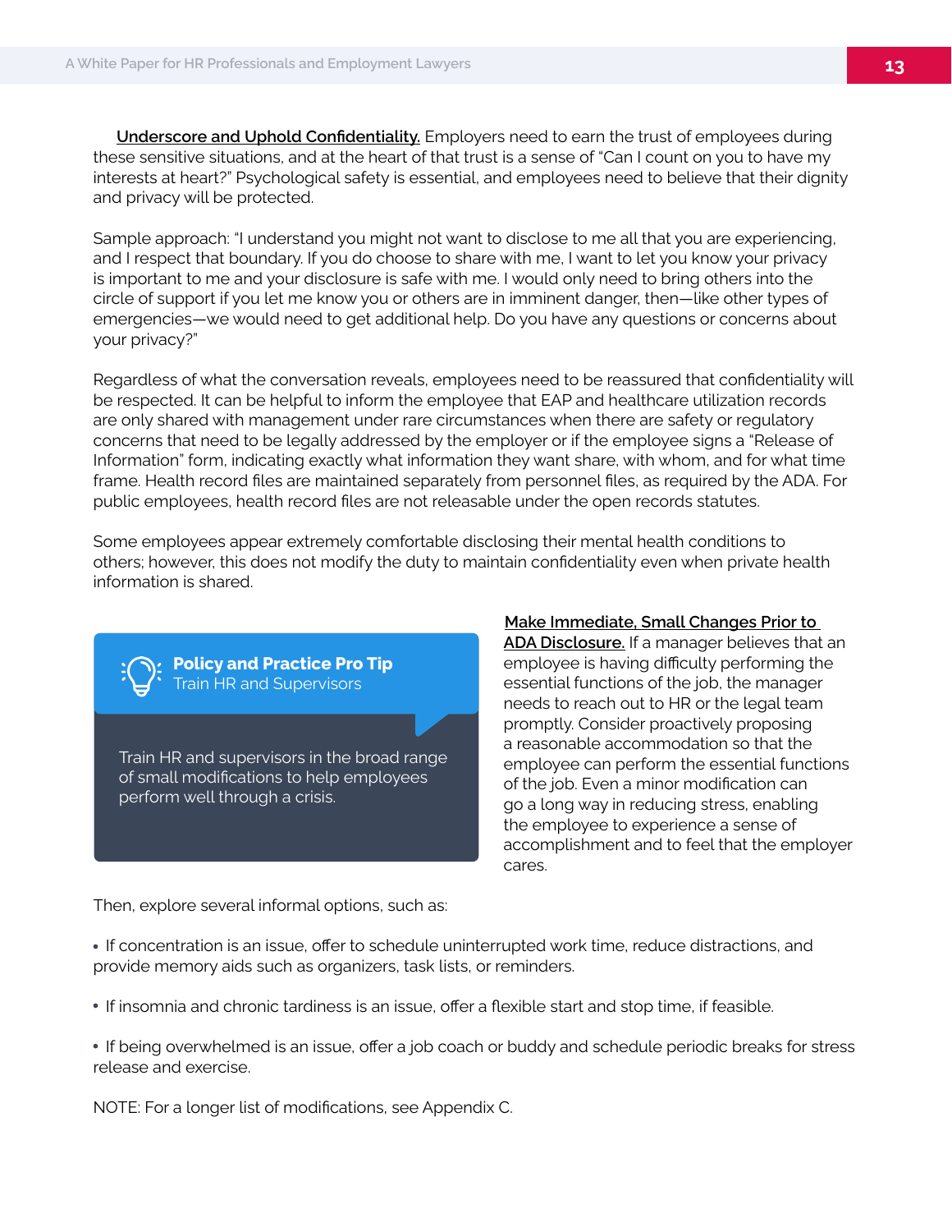**Underscore and Uphold Confidentiality.** Employers need to earn the trust of employees during these sensitive situations, and at the heart of that trust is a sense of "Can I count on you to have my interests at heart?" Psychological safety is essential, and employees need to believe that their dignity and privacy will be protected.

Sample approach: "I understand you might not want to disclose to me all that you are experiencing, and I respect that boundary. If you do choose to share with me, I want to let you know your privacy is important to me and your disclosure is safe with me. I would only need to bring others into the circle of support if you let me know you or others are in imminent danger, then—like other types of emergencies—we would need to get additional help. Do you have any questions or concerns about your privacy?"

Regardless of what the conversation reveals, employees need to be reassured that confidentiality will be respected. It can be helpful to inform the employee that EAP and healthcare utilization records are only shared with management under rare circumstances when there are safety or regulatory concerns that need to be legally addressed by the employer or if the employee signs a "Release of Information" form, indicating exactly what information they want share, with whom, and for what time frame. Health record files are maintained separately from personnel files, as required by the ADA. For public employees, health record files are not releasable under the open records statutes.

Some employees appear extremely comfortable disclosing their mental health conditions to others; however, this does not modify the duty to maintain confidentiality even when private health information is shared.

> **Policy and Practice Pro Tip**
> Train HR and Supervisors
>
> Train HR and supervisors in the broad range of small modifications to help employees perform well through a crisis.

**Make Immediate, Small Changes Prior to ADA Disclosure.** If a manager believes that an employee is having difficulty performing the essential functions of the job, the manager needs to reach out to HR or the legal team promptly. Consider proactively proposing a reasonable accommodation so that the employee can perform the essential functions of the job. Even a minor modification can go a long way in reducing stress, enabling the employee to experience a sense of accomplishment and to feel that the employer cares.

Then, explore several informal options, such as:

- If concentration is an issue, offer to schedule uninterrupted work time, reduce distractions, and provide memory aids such as organizers, task lists, or reminders.
- If insomnia and chronic tardiness is an issue, offer a flexible start and stop time, if feasible.
- If being overwhelmed is an issue, offer a job coach or buddy and schedule periodic breaks for stress release and exercise.

NOTE: For a longer list of modifications, see Appendix C.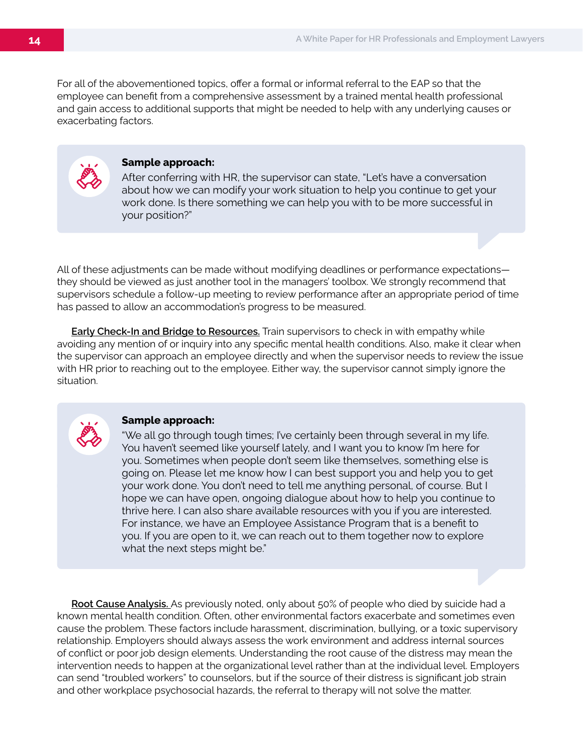For all of the abovementioned topics, offer a formal or informal referral to the EAP so that the employee can benefit from a comprehensive assessment by a trained mental health professional and gain access to additional supports that might be needed to help with any underlying causes or exacerbating factors.

> **Sample approach:**
> After conferring with HR, the supervisor can state, "Let's have a conversation about how we can modify your work situation to help you continue to get your work done. Is there something we can help you with to be more successful in your position?"

All of these adjustments can be made without modifying deadlines or performance expectations—they should be viewed as just another tool in the managers' toolbox. We strongly recommend that supervisors schedule a follow-up meeting to review performance after an appropriate period of time has passed to allow an accommodation's progress to be measured.

**Early Check-In and Bridge to Resources.** Train supervisors to check in with empathy while avoiding any mention of or inquiry into any specific mental health conditions. Also, make it clear when the supervisor can approach an employee directly and when the supervisor needs to review the issue with HR prior to reaching out to the employee. Either way, the supervisor cannot simply ignore the situation.

> **Sample approach:**
> "We all go through tough times; I've certainly been through several in my life. You haven't seemed like yourself lately, and I want you to know I'm here for you. Sometimes when people don't seem like themselves, something else is going on. Please let me know how I can best support you and help you to get your work done. You don't need to tell me anything personal, of course. But I hope we can have open, ongoing dialogue about how to help you continue to thrive here. I can also share available resources with you if you are interested. For instance, we have an Employee Assistance Program that is a benefit to you. If you are open to it, we can reach out to them together now to explore what the next steps might be."

**Root Cause Analysis.** As previously noted, only about 50% of people who died by suicide had a known mental health condition. Often, other environmental factors exacerbate and sometimes even cause the problem. These factors include harassment, discrimination, bullying, or a toxic supervisory relationship. Employers should always assess the work environment and address internal sources of conflict or poor job design elements. Understanding the root cause of the distress may mean the intervention needs to happen at the organizational level rather than at the individual level. Employers can send "troubled workers" to counselors, but if the source of their distress is significant job strain and other workplace psychosocial hazards, the referral to therapy will not solve the matter.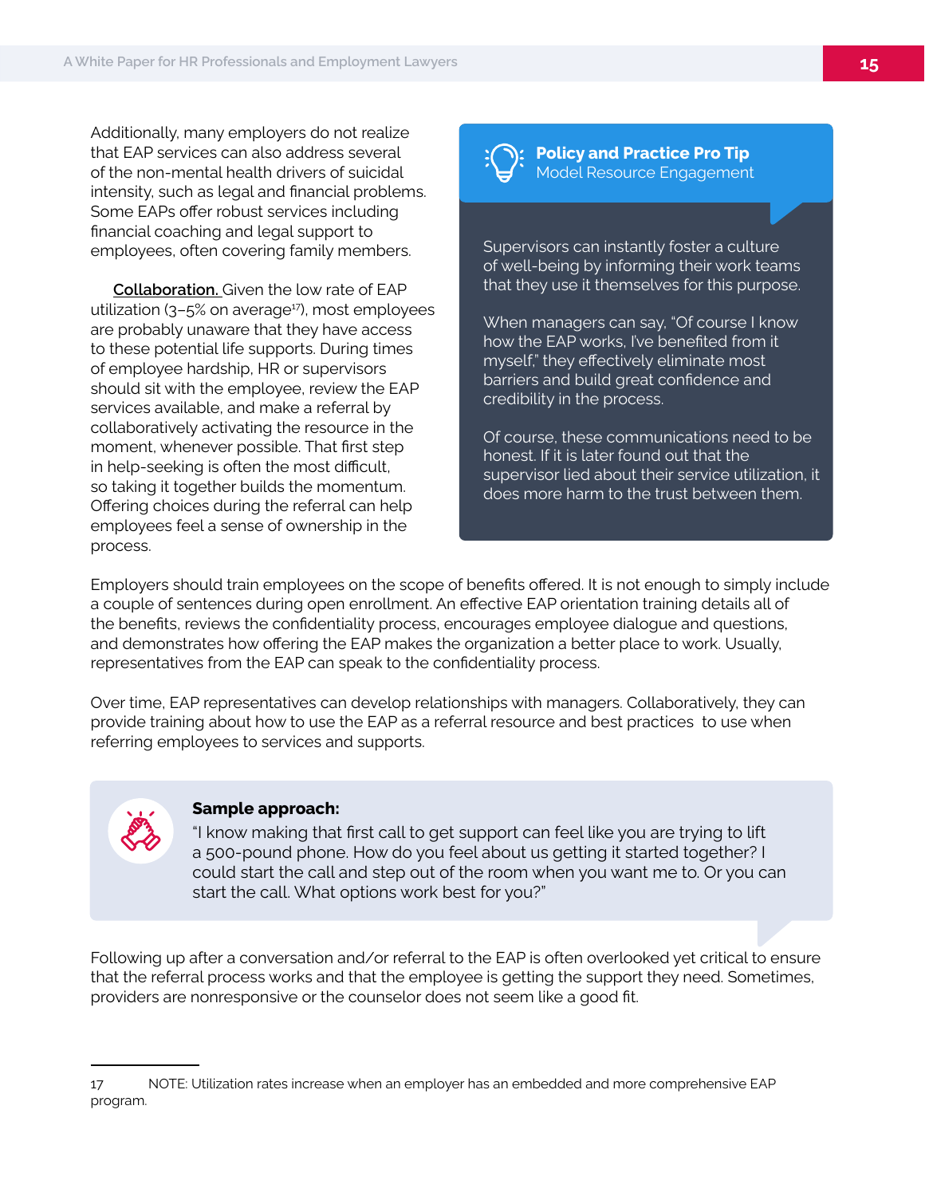Additionally, many employers do not realize that EAP services can also address several of the non-mental health drivers of suicidal intensity, such as legal and financial problems. Some EAPs offer robust services including financial coaching and legal support to employees, often covering family members.

**Collaboration.** Given the low rate of EAP utilization (3–5% on average[17]), most employees are probably unaware that they have access to these potential life supports. During times of employee hardship, HR or supervisors should sit with the employee, review the EAP services available, and make a referral by collaboratively activating the resource in the moment, whenever possible. That first step in help-seeking is often the most difficult, so taking it together builds the momentum. Offering choices during the referral can help employees feel a sense of ownership in the process.

> **Policy and Practice Pro Tip**
> Model Resource Engagement
>
> Supervisors can instantly foster a culture of well-being by informing their work teams that they use it themselves for this purpose.
>
> When managers can say, "Of course I know how the EAP works, I've benefited from it myself," they effectively eliminate most barriers and build great confidence and credibility in the process.
>
> Of course, these communications need to be honest. If it is later found out that the supervisor lied about their service utilization, it does more harm to the trust between them.

Employers should train employees on the scope of benefits offered. It is not enough to simply include a couple of sentences during open enrollment. An effective EAP orientation training details all of the benefits, reviews the confidentiality process, encourages employee dialogue and questions, and demonstrates how offering the EAP makes the organization a better place to work. Usually, representatives from the EAP can speak to the confidentiality process.

Over time, EAP representatives can develop relationships with managers. Collaboratively, they can provide training about how to use the EAP as a referral resource and best practices to use when referring employees to services and supports.

> **Sample approach:**
> "I know making that first call to get support can feel like you are trying to lift a 500-pound phone. How do you feel about us getting it started together? I could start the call and step out of the room when you want me to. Or you can start the call. What options work best for you?"

Following up after a conversation and/or referral to the EAP is often overlooked yet critical to ensure that the referral process works and that the employee is getting the support they need. Sometimes, providers are nonresponsive or the counselor does not seem like a good fit.

---

17 NOTE: Utilization rates increase when an employer has an embedded and more comprehensive EAP program.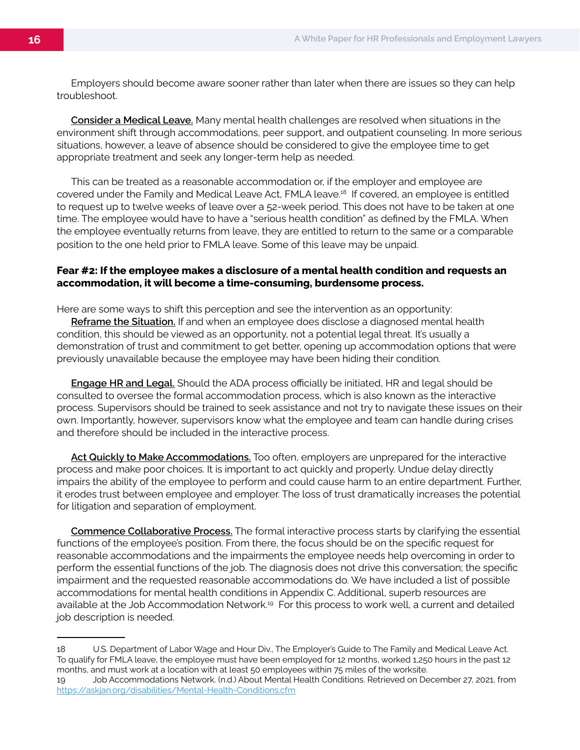Employers should become aware sooner rather than later when there are issues so they can help troubleshoot.

**Consider a Medical Leave.** Many mental health challenges are resolved when situations in the environment shift through accommodations, peer support, and outpatient counseling. In more serious situations, however, a leave of absence should be considered to give the employee time to get appropriate treatment and seek any longer-term help as needed.

This can be treated as a reasonable accommodation or, if the employer and employee are covered under the Family and Medical Leave Act, FMLA leave.[18] If covered, an employee is entitled to request up to twelve weeks of leave over a 52-week period. This does not have to be taken at one time. The employee would have to have a "serious health condition" as defined by the FMLA. When the employee eventually returns from leave, they are entitled to return to the same or a comparable position to the one held prior to FMLA leave. Some of this leave may be unpaid.

**Fear #2: If the employee makes a disclosure of a mental health condition and requests an accommodation, it will become a time-consuming, burdensome process.**

Here are some ways to shift this perception and see the intervention as an opportunity:

**Reframe the Situation.** If and when an employee does disclose a diagnosed mental health condition, this should be viewed as an opportunity, not a potential legal threat. It's usually a demonstration of trust and commitment to get better, opening up accommodation options that were previously unavailable because the employee may have been hiding their condition.

**Engage HR and Legal.** Should the ADA process officially be initiated, HR and legal should be consulted to oversee the formal accommodation process, which is also known as the interactive process. Supervisors should be trained to seek assistance and not try to navigate these issues on their own. Importantly, however, supervisors know what the employee and team can handle during crises and therefore should be included in the interactive process.

**Act Quickly to Make Accommodations.** Too often, employers are unprepared for the interactive process and make poor choices. It is important to act quickly and properly. Undue delay directly impairs the ability of the employee to perform and could cause harm to an entire department. Further, it erodes trust between employee and employer. The loss of trust dramatically increases the potential for litigation and separation of employment.

**Commence Collaborative Process.** The formal interactive process starts by clarifying the essential functions of the employee's position. From there, the focus should be on the specific request for reasonable accommodations and the impairments the employee needs help overcoming in order to perform the essential functions of the job. The diagnosis does not drive this conversation; the specific impairment and the requested reasonable accommodations do. We have included a list of possible accommodations for mental health conditions in Appendix C. Additional, superb resources are available at the Job Accommodation Network.[19] For this process to work well, a current and detailed job description is needed.

---

18 U.S. Department of Labor Wage and Hour Div., The Employer's Guide to The Family and Medical Leave Act. To qualify for FMLA leave, the employee must have been employed for 12 months, worked 1,250 hours in the past 12 months, and must work at a location with at least 50 employees within 75 miles of the worksite.

19 Job Accommodations Network. (n.d.) About Mental Health Conditions. Retrieved on December 27, 2021, from https://askjan.org/disabilities/Mental-Health-Conditions.cfm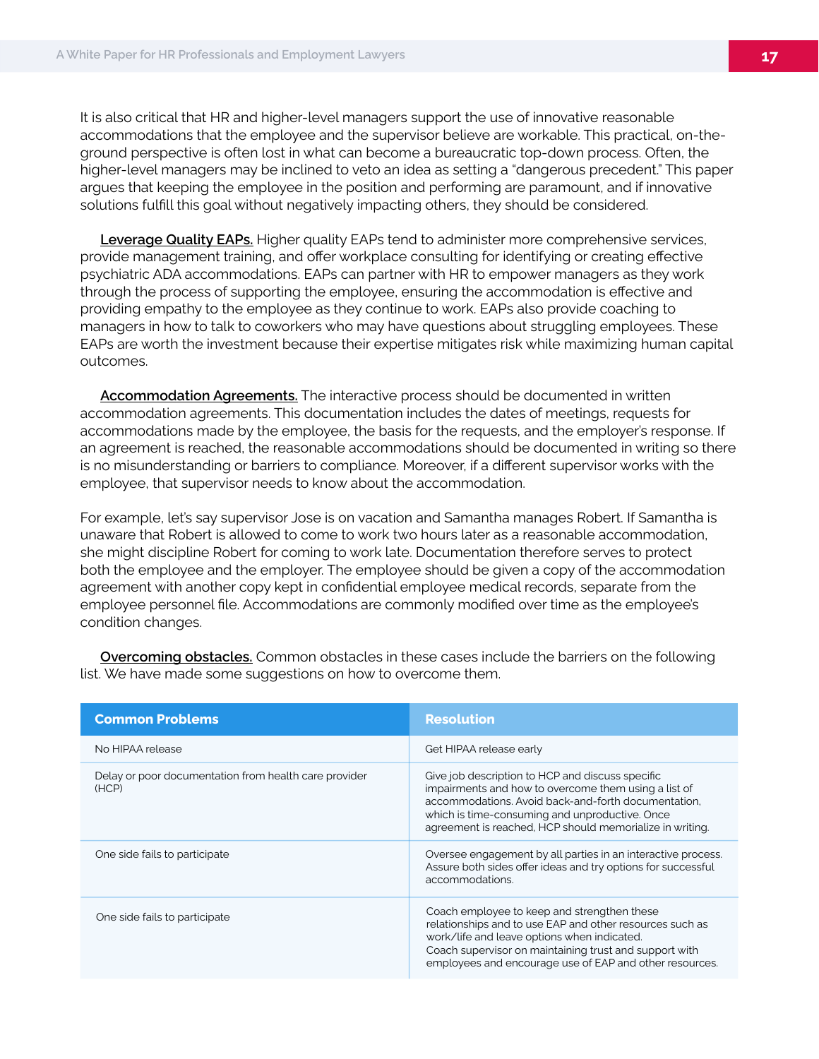It is also critical that HR and higher-level managers support the use of innovative reasonable accommodations that the employee and the supervisor believe are workable. This practical, on-the-ground perspective is often lost in what can become a bureaucratic top-down process. Often, the higher-level managers may be inclined to veto an idea as setting a "dangerous precedent." This paper argues that keeping the employee in the position and performing are paramount, and if innovative solutions fulfill this goal without negatively impacting others, they should be considered.

**Leverage Quality EAPs.** Higher quality EAPs tend to administer more comprehensive services, provide management training, and offer workplace consulting for identifying or creating effective psychiatric ADA accommodations. EAPs can partner with HR to empower managers as they work through the process of supporting the employee, ensuring the accommodation is effective and providing empathy to the employee as they continue to work. EAPs also provide coaching to managers in how to talk to coworkers who may have questions about struggling employees. These EAPs are worth the investment because their expertise mitigates risk while maximizing human capital outcomes.

**Accommodation Agreements.** The interactive process should be documented in written accommodation agreements. This documentation includes the dates of meetings, requests for accommodations made by the employee, the basis for the requests, and the employer's response. If an agreement is reached, the reasonable accommodations should be documented in writing so there is no misunderstanding or barriers to compliance. Moreover, if a different supervisor works with the employee, that supervisor needs to know about the accommodation.

For example, let's say supervisor Jose is on vacation and Samantha manages Robert. If Samantha is unaware that Robert is allowed to come to work two hours later as a reasonable accommodation, she might discipline Robert for coming to work late. Documentation therefore serves to protect both the employee and the employer. The employee should be given a copy of the accommodation agreement with another copy kept in confidential employee medical records, separate from the employee personnel file. Accommodations are commonly modified over time as the employee's condition changes.

**Overcoming obstacles.** Common obstacles in these cases include the barriers on the following list. We have made some suggestions on how to overcome them.

| Common Problems | Resolution |
|---|---|
| No HIPAA release | Get HIPAA release early |
| Delay or poor documentation from health care provider (HCP) | Give job description to HCP and discuss specific impairments and how to overcome them using a list of accommodations. Avoid back-and-forth documentation, which is time-consuming and unproductive. Once agreement is reached, HCP should memorialize in writing. |
| One side fails to participate | Oversee engagement by all parties in an interactive process. Assure both sides offer ideas and try options for successful accommodations. |
| One side fails to participate | Coach employee to keep and strengthen these relationships and to use EAP and other resources such as work/life and leave options when indicated. Coach supervisor on maintaining trust and support with employees and encourage use of EAP and other resources. |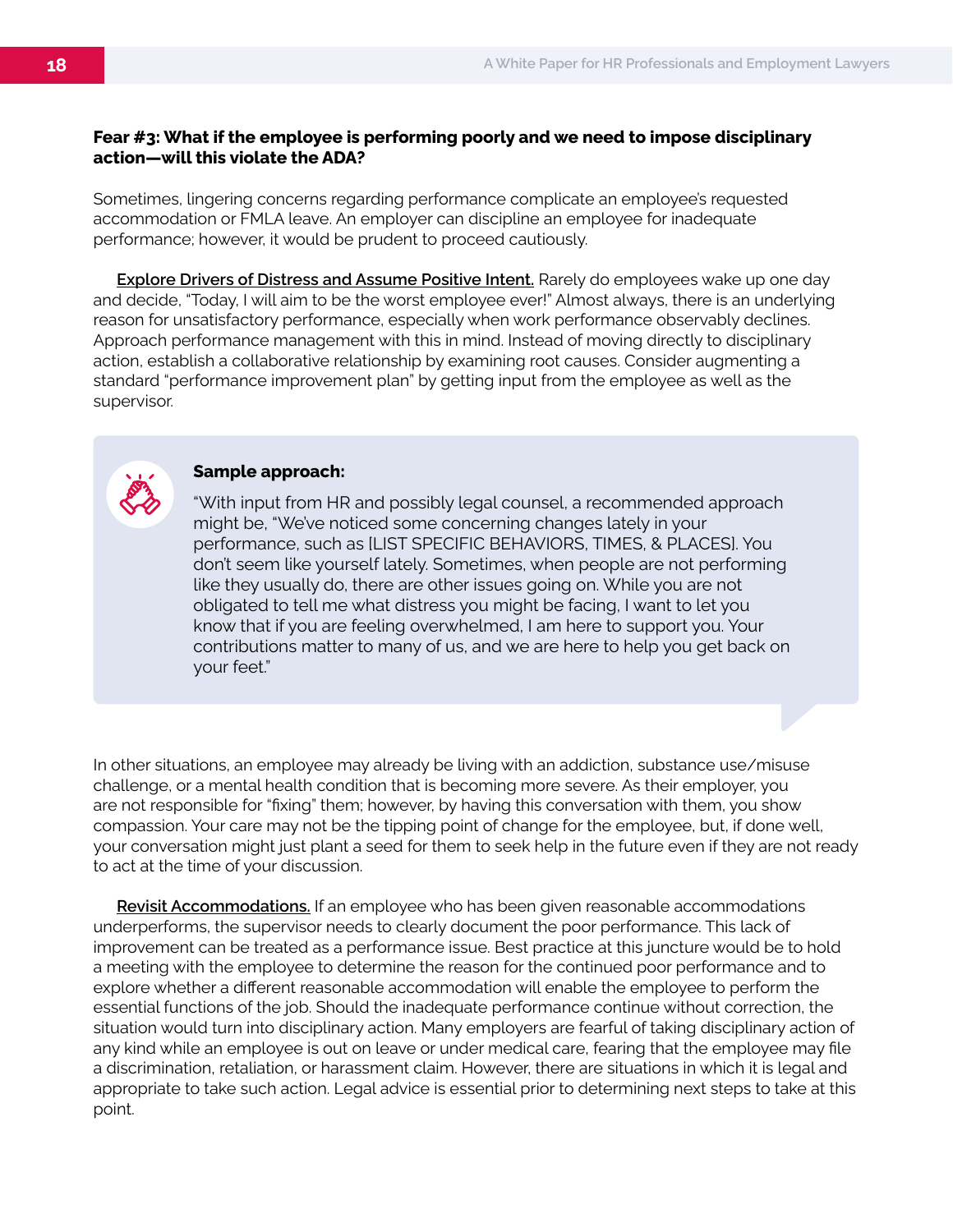**Fear #3: What if the employee is performing poorly and we need to impose disciplinary action—will this violate the ADA?**

Sometimes, lingering concerns regarding performance complicate an employee's requested accommodation or FMLA leave. An employer can discipline an employee for inadequate performance; however, it would be prudent to proceed cautiously.

Explore Drivers of Distress and Assume Positive Intent. Rarely do employees wake up one day and decide, "Today, I will aim to be the worst employee ever!" Almost always, there is an underlying reason for unsatisfactory performance, especially when work performance observably declines. Approach performance management with this in mind. Instead of moving directly to disciplinary action, establish a collaborative relationship by examining root causes. Consider augmenting a standard "performance improvement plan" by getting input from the employee as well as the supervisor.

> **Sample approach:**
>
> "With input from HR and possibly legal counsel, a recommended approach might be, "We've noticed some concerning changes lately in your performance, such as [LIST SPECIFIC BEHAVIORS, TIMES, & PLACES]. You don't seem like yourself lately. Sometimes, when people are not performing like they usually do, there are other issues going on. While you are not obligated to tell me what distress you might be facing, I want to let you know that if you are feeling overwhelmed, I am here to support you. Your contributions matter to many of us, and we are here to help you get back on your feet."

In other situations, an employee may already be living with an addiction, substance use/misuse challenge, or a mental health condition that is becoming more severe. As their employer, you are not responsible for "fixing" them; however, by having this conversation with them, you show compassion. Your care may not be the tipping point of change for the employee, but, if done well, your conversation might just plant a seed for them to seek help in the future even if they are not ready to act at the time of your discussion.

Revisit Accommodations. If an employee who has been given reasonable accommodations underperforms, the supervisor needs to clearly document the poor performance. This lack of improvement can be treated as a performance issue. Best practice at this juncture would be to hold a meeting with the employee to determine the reason for the continued poor performance and to explore whether a different reasonable accommodation will enable the employee to perform the essential functions of the job. Should the inadequate performance continue without correction, the situation would turn into disciplinary action. Many employers are fearful of taking disciplinary action of any kind while an employee is out on leave or under medical care, fearing that the employee may file a discrimination, retaliation, or harassment claim. However, there are situations in which it is legal and appropriate to take such action. Legal advice is essential prior to determining next steps to take at this point.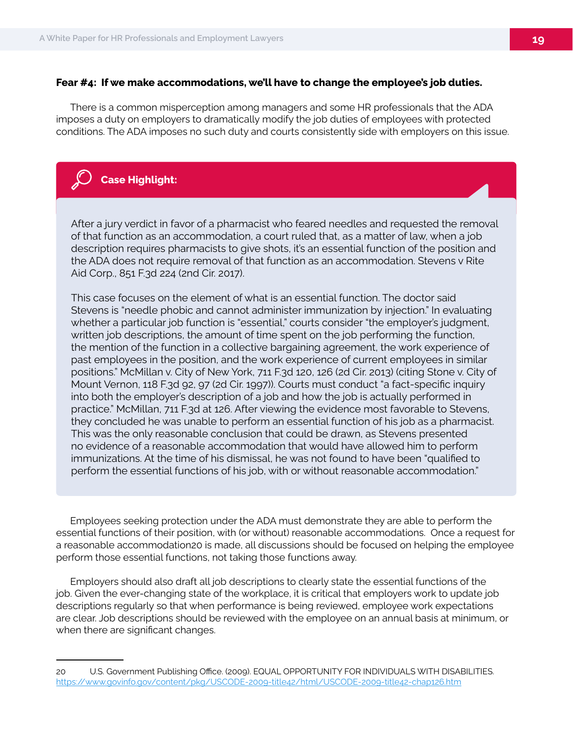**Fear #4: If we make accommodations, we'll have to change the employee's job duties.**

There is a common misperception among managers and some HR professionals that the ADA imposes a duty on employers to dramatically modify the job duties of employees with protected conditions. The ADA imposes no such duty and courts consistently side with employers on this issue.

**Case Highlight:**

After a jury verdict in favor of a pharmacist who feared needles and requested the removal of that function as an accommodation, a court ruled that, as a matter of law, when a job description requires pharmacists to give shots, it's an essential function of the position and the ADA does not require removal of that function as an accommodation. Stevens v Rite Aid Corp., 851 F.3d 224 (2nd Cir. 2017).

This case focuses on the element of what is an essential function. The doctor said Stevens is "needle phobic and cannot administer immunization by injection." In evaluating whether a particular job function is "essential," courts consider "the employer's judgment, written job descriptions, the amount of time spent on the job performing the function, the mention of the function in a collective bargaining agreement, the work experience of past employees in the position, and the work experience of current employees in similar positions." McMillan v. City of New York, 711 F.3d 120, 126 (2d Cir. 2013) (citing Stone v. City of Mount Vernon, 118 F.3d 92, 97 (2d Cir. 1997)). Courts must conduct "a fact-specific inquiry into both the employer's description of a job and how the job is actually performed in practice." McMillan, 711 F.3d at 126. After viewing the evidence most favorable to Stevens, they concluded he was unable to perform an essential function of his job as a pharmacist. This was the only reasonable conclusion that could be drawn, as Stevens presented no evidence of a reasonable accommodation that would have allowed him to perform immunizations. At the time of his dismissal, he was not found to have been "qualified to perform the essential functions of his job, with or without reasonable accommodation."

Employees seeking protection under the ADA must demonstrate they are able to perform the essential functions of their position, with (or without) reasonable accommodations. Once a request for a reasonable accommodation[20] is made, all discussions should be focused on helping the employee perform those essential functions, not taking those functions away.

Employers should also draft all job descriptions to clearly state the essential functions of the job. Given the ever-changing state of the workplace, it is critical that employers work to update job descriptions regularly so that when performance is being reviewed, employee work expectations are clear. Job descriptions should be reviewed with the employee on an annual basis at minimum, or when there are significant changes.

---

20 U.S. Government Publishing Office. (2009). EQUAL OPPORTUNITY FOR INDIVIDUALS WITH DISABILITIES. https://www.govinfo.gov/content/pkg/USCODE-2009-title42/html/USCODE-2009-title42-chap126.htm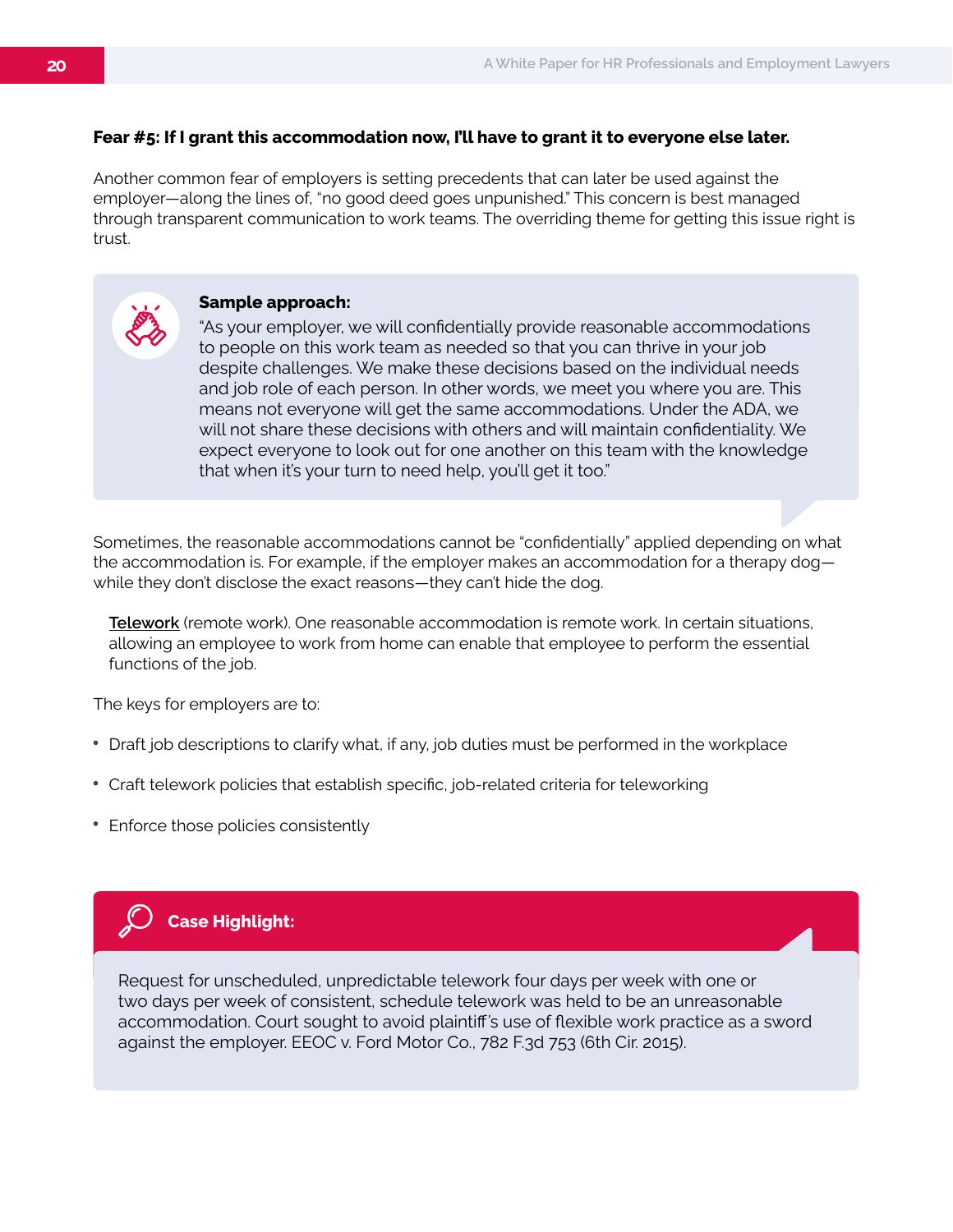**Fear #5: If I grant this accommodation now, I'll have to grant it to everyone else later.**

Another common fear of employers is setting precedents that can later be used against the employer—along the lines of, "no good deed goes unpunished." This concern is best managed through transparent communication to work teams. The overriding theme for getting this issue right is trust.

> **Sample approach:**
> "As your employer, we will confidentially provide reasonable accommodations to people on this work team as needed so that you can thrive in your job despite challenges. We make these decisions based on the individual needs and job role of each person. In other words, we meet you where you are. This means not everyone will get the same accommodations. Under the ADA, we will not share these decisions with others and will maintain confidentiality. We expect everyone to look out for one another on this team with the knowledge that when it's your turn to need help, you'll get it too."

Sometimes, the reasonable accommodations cannot be "confidentially" applied depending on what the accommodation is. For example, if the employer makes an accommodation for a therapy dog—while they don't disclose the exact reasons—they can't hide the dog.

Telework (remote work). One reasonable accommodation is remote work. In certain situations, allowing an employee to work from home can enable that employee to perform the essential functions of the job.

The keys for employers are to:

- Draft job descriptions to clarify what, if any, job duties must be performed in the workplace
- Craft telework policies that establish specific, job-related criteria for teleworking
- Enforce those policies consistently

> **Case Highlight:**
>
> Request for unscheduled, unpredictable telework four days per week with one or two days per week of consistent, schedule telework was held to be an unreasonable accommodation. Court sought to avoid plaintiff's use of flexible work practice as a sword against the employer. EEOC v. Ford Motor Co., 782 F.3d 753 (6th Cir. 2015).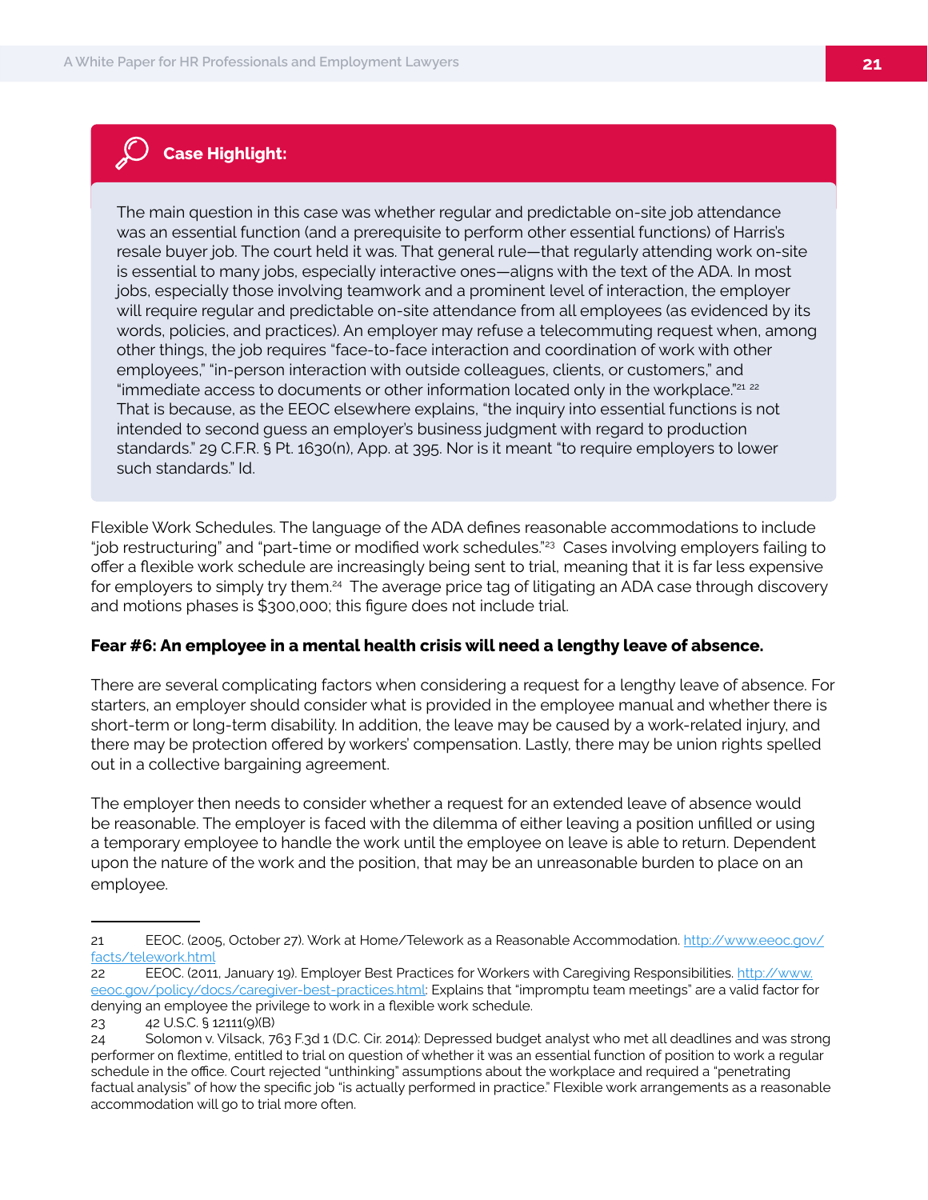**Case Highlight:**

The main question in this case was whether regular and predictable on-site job attendance was an essential function (and a prerequisite to perform other essential functions) of Harris's resale buyer job. The court held it was. That general rule—that regularly attending work on-site is essential to many jobs, especially interactive ones—aligns with the text of the ADA. In most jobs, especially those involving teamwork and a prominent level of interaction, the employer will require regular and predictable on-site attendance from all employees (as evidenced by its words, policies, and practices). An employer may refuse a telecommuting request when, among other things, the job requires "face-to-face interaction and coordination of work with other employees," "in-person interaction with outside colleagues, clients, or customers," and "immediate access to documents or other information located only in the workplace."[21] [22] That is because, as the EEOC elsewhere explains, "the inquiry into essential functions is not intended to second guess an employer's business judgment with regard to production standards." 29 C.F.R. § Pt. 1630(n), App. at 395. Nor is it meant "to require employers to lower such standards." Id.

Flexible Work Schedules. The language of the ADA defines reasonable accommodations to include "job restructuring" and "part-time or modified work schedules."[23] Cases involving employers failing to offer a flexible work schedule are increasingly being sent to trial, meaning that it is far less expensive for employers to simply try them.[24] The average price tag of litigating an ADA case through discovery and motions phases is $300,000; this figure does not include trial.

**Fear #6: An employee in a mental health crisis will need a lengthy leave of absence.**

There are several complicating factors when considering a request for a lengthy leave of absence. For starters, an employer should consider what is provided in the employee manual and whether there is short-term or long-term disability. In addition, the leave may be caused by a work-related injury, and there may be protection offered by workers' compensation. Lastly, there may be union rights spelled out in a collective bargaining agreement.

The employer then needs to consider whether a request for an extended leave of absence would be reasonable. The employer is faced with the dilemma of either leaving a position unfilled or using a temporary employee to handle the work until the employee on leave is able to return. Dependent upon the nature of the work and the position, that may be an unreasonable burden to place on an employee.

---

21 EEOC. (2005, October 27). Work at Home/Telework as a Reasonable Accommodation. http://www.eeoc.gov/facts/telework.html

22 EEOC. (2011, January 19). Employer Best Practices for Workers with Caregiving Responsibilities. http://www.eeoc.gov/policy/docs/caregiver-best-practices.html: Explains that "impromptu team meetings" are a valid factor for denying an employee the privilege to work in a flexible work schedule.

23 42 U.S.C. § 12111(9)(B)

24 Solomon v. Vilsack, 763 F.3d 1 (D.C. Cir. 2014): Depressed budget analyst who met all deadlines and was strong performer on flextime, entitled to trial on question of whether it was an essential function of position to work a regular schedule in the office. Court rejected "unthinking" assumptions about the workplace and required a "penetrating factual analysis" of how the specific job "is actually performed in practice." Flexible work arrangements as a reasonable accommodation will go to trial more often.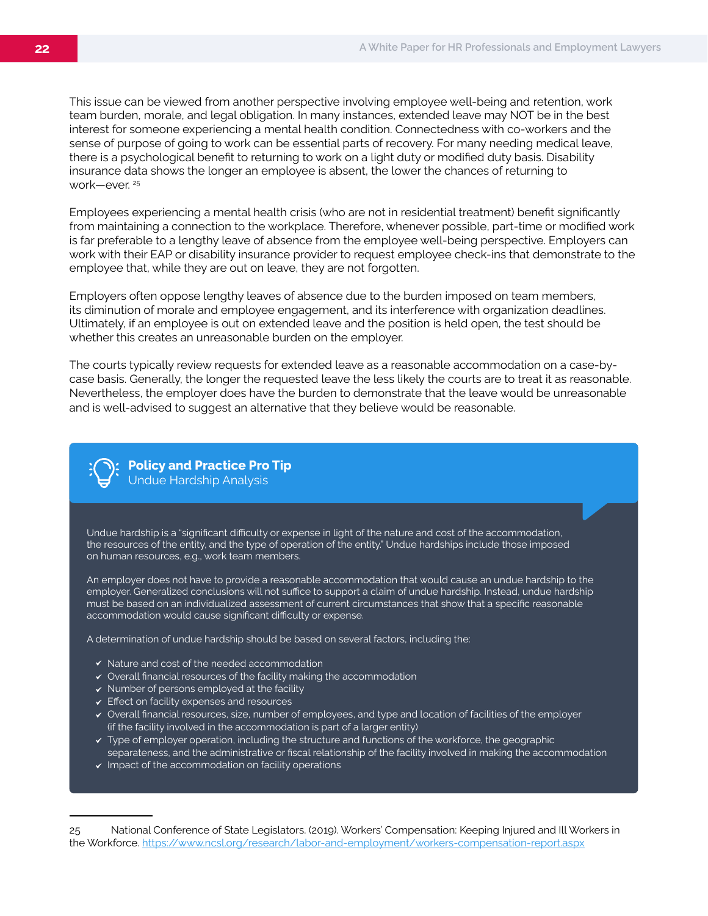This issue can be viewed from another perspective involving employee well-being and retention, work team burden, morale, and legal obligation. In many instances, extended leave may NOT be in the best interest for someone experiencing a mental health condition. Connectedness with co-workers and the sense of purpose of going to work can be essential parts of recovery. For many needing medical leave, there is a psychological benefit to returning to work on a light duty or modified duty basis. Disability insurance data shows the longer an employee is absent, the lower the chances of returning to work—ever.[25]

Employees experiencing a mental health crisis (who are not in residential treatment) benefit significantly from maintaining a connection to the workplace. Therefore, whenever possible, part-time or modified work is far preferable to a lengthy leave of absence from the employee well-being perspective. Employers can work with their EAP or disability insurance provider to request employee check-ins that demonstrate to the employee that, while they are out on leave, they are not forgotten.

Employers often oppose lengthy leaves of absence due to the burden imposed on team members, its diminution of morale and employee engagement, and its interference with organization deadlines. Ultimately, if an employee is out on extended leave and the position is held open, the test should be whether this creates an unreasonable burden on the employer.

The courts typically review requests for extended leave as a reasonable accommodation on a case-by-case basis. Generally, the longer the requested leave the less likely the courts are to treat it as reasonable. Nevertheless, the employer does have the burden to demonstrate that the leave would be unreasonable and is well-advised to suggest an alternative that they believe would be reasonable.

### Policy and Practice Pro Tip
Undue Hardship Analysis

Undue hardship is a "significant difficulty or expense in light of the nature and cost of the accommodation, the resources of the entity, and the type of operation of the entity." Undue hardships include those imposed on human resources, e.g., work team members.

An employer does not have to provide a reasonable accommodation that would cause an undue hardship to the employer. Generalized conclusions will not suffice to support a claim of undue hardship. Instead, undue hardship must be based on an individualized assessment of current circumstances that show that a specific reasonable accommodation would cause significant difficulty or expense.

A determination of undue hardship should be based on several factors, including the:

- ✔ Nature and cost of the needed accommodation
- ✔ Overall financial resources of the facility making the accommodation
- ✔ Number of persons employed at the facility
- ✔ Effect on facility expenses and resources
- ✔ Overall financial resources, size, number of employees, and type and location of facilities of the employer (if the facility involved in the accommodation is part of a larger entity)
- ✔ Type of employer operation, including the structure and functions of the workforce, the geographic separateness, and the administrative or fiscal relationship of the facility involved in making the accommodation
- ✔ Impact of the accommodation on facility operations

---

25 National Conference of State Legislators. (2019). Workers' Compensation: Keeping Injured and Ill Workers in the Workforce. https://www.ncsl.org/research/labor-and-employment/workers-compensation-report.aspx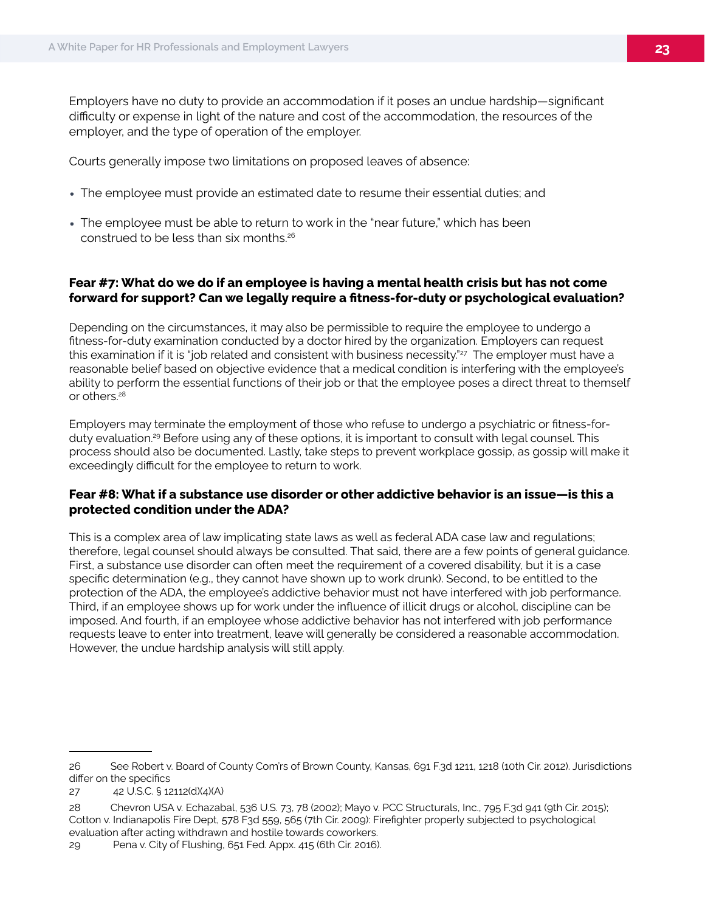Employers have no duty to provide an accommodation if it poses an undue hardship—significant difficulty or expense in light of the nature and cost of the accommodation, the resources of the employer, and the type of operation of the employer.

Courts generally impose two limitations on proposed leaves of absence:

- The employee must provide an estimated date to resume their essential duties; and
- The employee must be able to return to work in the "near future," which has been construed to be less than six months.[26]

**Fear #7: What do we do if an employee is having a mental health crisis but has not come forward for support? Can we legally require a fitness-for-duty or psychological evaluation?**

Depending on the circumstances, it may also be permissible to require the employee to undergo a fitness-for-duty examination conducted by a doctor hired by the organization. Employers can request this examination if it is "job related and consistent with business necessity."[27] The employer must have a reasonable belief based on objective evidence that a medical condition is interfering with the employee's ability to perform the essential functions of their job or that the employee poses a direct threat to themself or others.[28]

Employers may terminate the employment of those who refuse to undergo a psychiatric or fitness-for-duty evaluation.[29] Before using any of these options, it is important to consult with legal counsel. This process should also be documented. Lastly, take steps to prevent workplace gossip, as gossip will make it exceedingly difficult for the employee to return to work.

**Fear #8: What if a substance use disorder or other addictive behavior is an issue—is this a protected condition under the ADA?**

This is a complex area of law implicating state laws as well as federal ADA case law and regulations; therefore, legal counsel should always be consulted. That said, there are a few points of general guidance. First, a substance use disorder can often meet the requirement of a covered disability, but it is a case specific determination (e.g., they cannot have shown up to work drunk). Second, to be entitled to the protection of the ADA, the employee's addictive behavior must not have interfered with job performance. Third, if an employee shows up for work under the influence of illicit drugs or alcohol, discipline can be imposed. And fourth, if an employee whose addictive behavior has not interfered with job performance requests leave to enter into treatment, leave will generally be considered a reasonable accommodation. However, the undue hardship analysis will still apply.

---

26 See Robert v. Board of County Com'rs of Brown County, Kansas, 691 F.3d 1211, 1218 (10th Cir. 2012). Jurisdictions differ on the specifics

27 42 U.S.C. § 12112(d)(4)(A)

28 Chevron USA v. Echazabal, 536 U.S. 73, 78 (2002); Mayo v. PCC Structurals, Inc., 795 F.3d 941 (9th Cir. 2015); Cotton v. Indianapolis Fire Dept, 578 F3d 559, 565 (7th Cir. 2009): Firefighter properly subjected to psychological evaluation after acting withdrawn and hostile towards coworkers.

29 Pena v. City of Flushing, 651 Fed. Appx. 415 (6th Cir. 2016).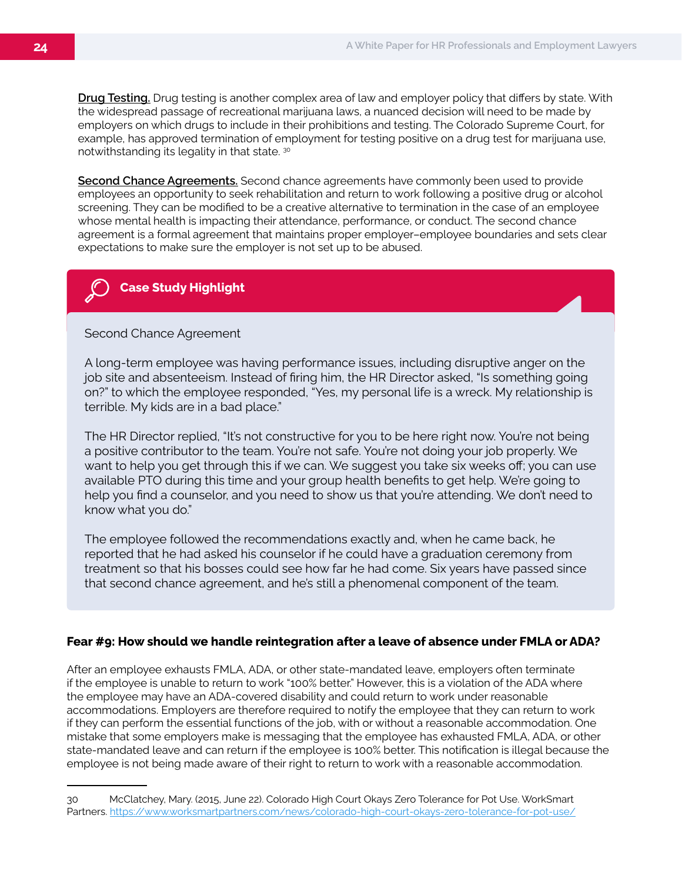**Drug Testing.** Drug testing is another complex area of law and employer policy that differs by state. With the widespread passage of recreational marijuana laws, a nuanced decision will need to be made by employers on which drugs to include in their prohibitions and testing. The Colorado Supreme Court, for example, has approved termination of employment for testing positive on a drug test for marijuana use, notwithstanding its legality in that state. [30]

**Second Chance Agreements.** Second chance agreements have commonly been used to provide employees an opportunity to seek rehabilitation and return to work following a positive drug or alcohol screening. They can be modified to be a creative alternative to termination in the case of an employee whose mental health is impacting their attendance, performance, or conduct. The second chance agreement is a formal agreement that maintains proper employer–employee boundaries and sets clear expectations to make sure the employer is not set up to be abused.

> **Case Study Highlight**
>
> Second Chance Agreement
>
> A long-term employee was having performance issues, including disruptive anger on the job site and absenteeism. Instead of firing him, the HR Director asked, "Is something going on?" to which the employee responded, "Yes, my personal life is a wreck. My relationship is terrible. My kids are in a bad place."
>
> The HR Director replied, "It's not constructive for you to be here right now. You're not being a positive contributor to the team. You're not safe. You're not doing your job properly. We want to help you get through this if we can. We suggest you take six weeks off; you can use available PTO during this time and your group health benefits to get help. We're going to help you find a counselor, and you need to show us that you're attending. We don't need to know what you do."
>
> The employee followed the recommendations exactly and, when he came back, he reported that he had asked his counselor if he could have a graduation ceremony from treatment so that his bosses could see how far he had come. Six years have passed since that second chance agreement, and he's still a phenomenal component of the team.

### Fear #9: How should we handle reintegration after a leave of absence under FMLA or ADA?

After an employee exhausts FMLA, ADA, or other state-mandated leave, employers often terminate if the employee is unable to return to work "100% better." However, this is a violation of the ADA where the employee may have an ADA-covered disability and could return to work under reasonable accommodations. Employers are therefore required to notify the employee that they can return to work if they can perform the essential functions of the job, with or without a reasonable accommodation. One mistake that some employers make is messaging that the employee has exhausted FMLA, ADA, or other state-mandated leave and can return if the employee is 100% better. This notification is illegal because the employee is not being made aware of their right to return to work with a reasonable accommodation.

---

30 McClatchey, Mary. (2015, June 22). Colorado High Court Okays Zero Tolerance for Pot Use. WorkSmart Partners. https://www.worksmartpartners.com/news/colorado-high-court-okays-zero-tolerance-for-pot-use/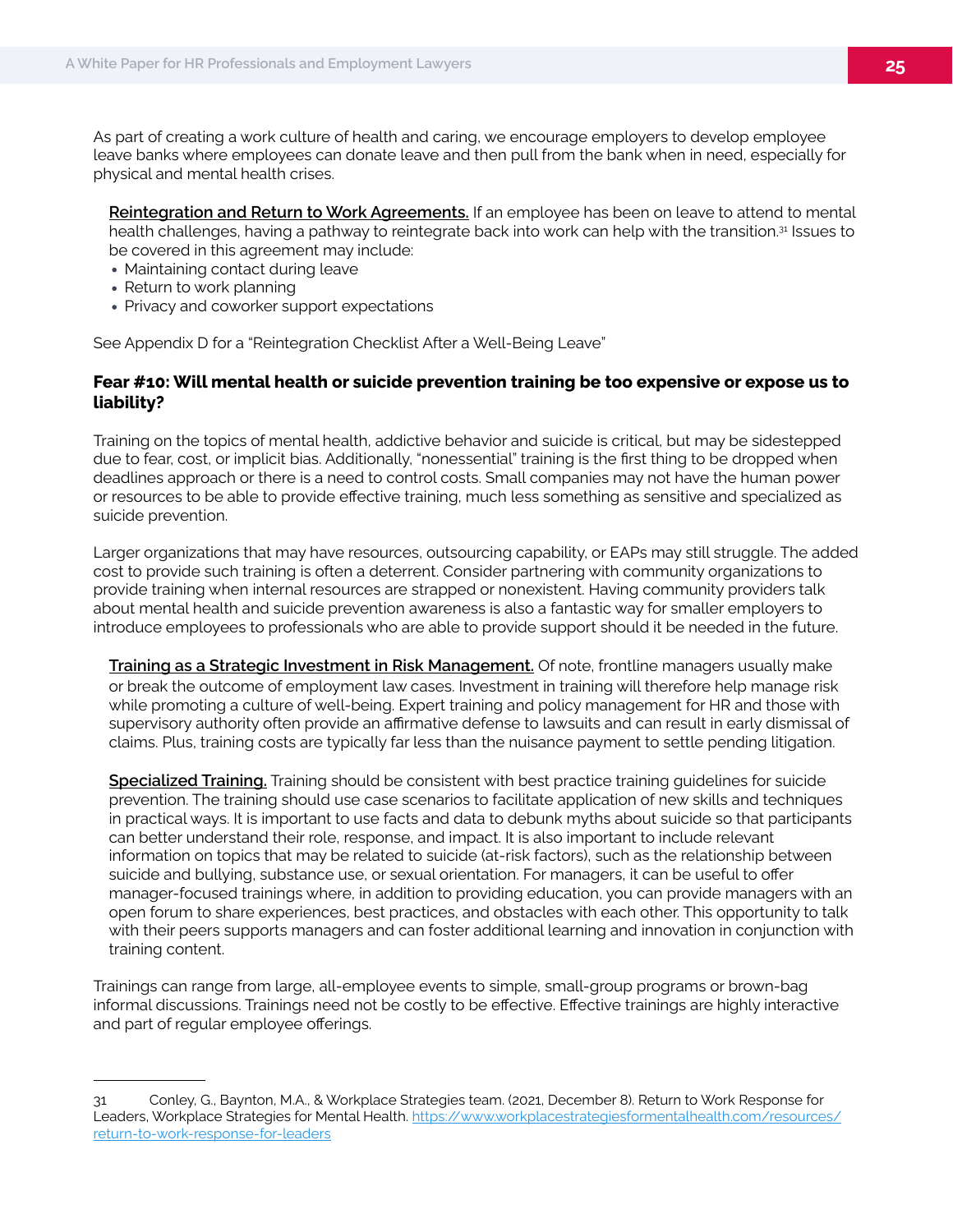As part of creating a work culture of health and caring, we encourage employers to develop employee leave banks where employees can donate leave and then pull from the bank when in need, especially for physical and mental health crises.

<u>**Reintegration and Return to Work Agreements.**</u> If an employee has been on leave to attend to mental health challenges, having a pathway to reintegrate back into work can help with the transition.[31] Issues to be covered in this agreement may include:

- Maintaining contact during leave
- Return to work planning
- Privacy and coworker support expectations

See Appendix D for a "Reintegration Checklist After a Well-Being Leave"

### Fear #10: Will mental health or suicide prevention training be too expensive or expose us to liability?

Training on the topics of mental health, addictive behavior and suicide is critical, but may be sidestepped due to fear, cost, or implicit bias. Additionally, "nonessential" training is the first thing to be dropped when deadlines approach or there is a need to control costs. Small companies may not have the human power or resources to be able to provide effective training, much less something as sensitive and specialized as suicide prevention.

Larger organizations that may have resources, outsourcing capability, or EAPs may still struggle. The added cost to provide such training is often a deterrent. Consider partnering with community organizations to provide training when internal resources are strapped or nonexistent. Having community providers talk about mental health and suicide prevention awareness is also a fantastic way for smaller employers to introduce employees to professionals who are able to provide support should it be needed in the future.

<u>**Training as a Strategic Investment in Risk Management.**</u> Of note, frontline managers usually make or break the outcome of employment law cases. Investment in training will therefore help manage risk while promoting a culture of well-being. Expert training and policy management for HR and those with supervisory authority often provide an affirmative defense to lawsuits and can result in early dismissal of claims. Plus, training costs are typically far less than the nuisance payment to settle pending litigation.

<u>**Specialized Training.**</u> Training should be consistent with best practice training guidelines for suicide prevention. The training should use case scenarios to facilitate application of new skills and techniques in practical ways. It is important to use facts and data to debunk myths about suicide so that participants can better understand their role, response, and impact. It is also important to include relevant information on topics that may be related to suicide (at-risk factors), such as the relationship between suicide and bullying, substance use, or sexual orientation. For managers, it can be useful to offer manager-focused trainings where, in addition to providing education, you can provide managers with an open forum to share experiences, best practices, and obstacles with each other. This opportunity to talk with their peers supports managers and can foster additional learning and innovation in conjunction with training content.

Trainings can range from large, all-employee events to simple, small-group programs or brown-bag informal discussions. Trainings need not be costly to be effective. Effective trainings are highly interactive and part of regular employee offerings.

---

31 Conley, G., Baynton, M.A., & Workplace Strategies team. (2021, December 8). Return to Work Response for Leaders, Workplace Strategies for Mental Health. https://www.workplacestrategiesformentalhealth.com/resources/return-to-work-response-for-leaders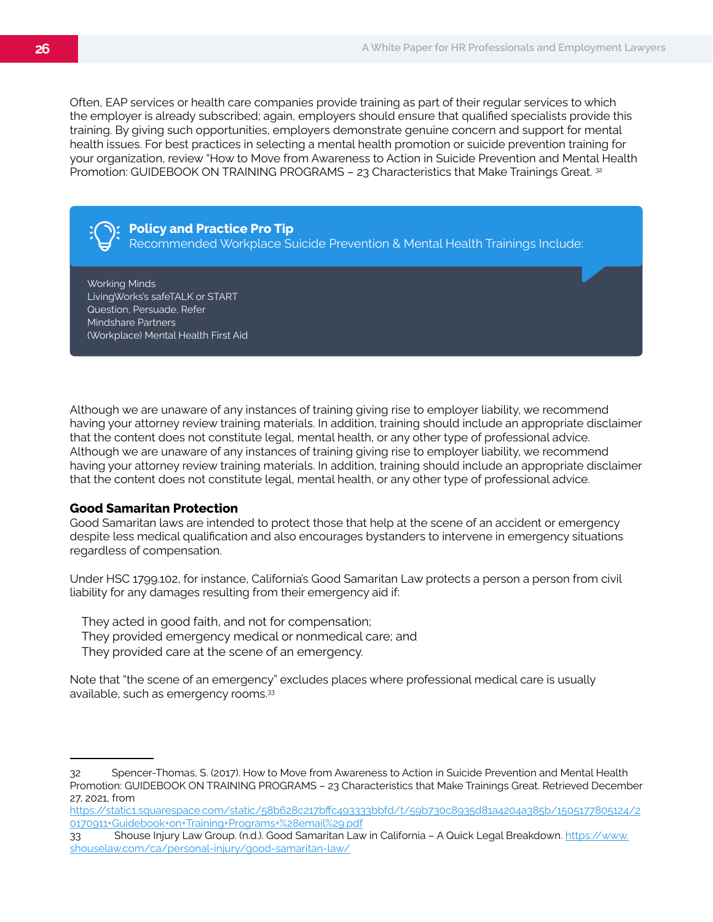Often, EAP services or health care companies provide training as part of their regular services to which the employer is already subscribed; again, employers should ensure that qualified specialists provide this training. By giving such opportunities, employers demonstrate genuine concern and support for mental health issues. For best practices in selecting a mental health promotion or suicide prevention training for your organization, review "How to Move from Awareness to Action in Suicide Prevention and Mental Health Promotion: GUIDEBOOK ON TRAINING PROGRAMS – 23 Characteristics that Make Trainings Great. [32]

> **Policy and Practice Pro Tip**
> Recommended Workplace Suicide Prevention & Mental Health Trainings Include:
>
> Working Minds
> LivingWorks's safeTALK or START
> Question, Persuade, Refer
> Mindshare Partners
> (Workplace) Mental Health First Aid

Although we are unaware of any instances of training giving rise to employer liability, we recommend having your attorney review training materials. In addition, training should include an appropriate disclaimer that the content does not constitute legal, mental health, or any other type of professional advice. Although we are unaware of any instances of training giving rise to employer liability, we recommend having your attorney review training materials. In addition, training should include an appropriate disclaimer that the content does not constitute legal, mental health, or any other type of professional advice.

**Good Samaritan Protection**

Good Samaritan laws are intended to protect those that help at the scene of an accident or emergency despite less medical qualification and also encourages bystanders to intervene in emergency situations regardless of compensation.

Under HSC 1799.102, for instance, California's Good Samaritan Law protects a person a person from civil liability for any damages resulting from their emergency aid if:

- They acted in good faith, and not for compensation;
- They provided emergency medical or nonmedical care; and
- They provided care at the scene of an emergency.

Note that "the scene of an emergency" excludes places where professional medical care is usually available, such as emergency rooms.[33]

---

32 Spencer-Thomas, S. (2017). How to Move from Awareness to Action in Suicide Prevention and Mental Health Promotion: GUIDEBOOK ON TRAINING PROGRAMS – 23 Characteristics that Make Trainings Great. Retrieved December 27, 2021, from https://static1.squarespace.com/static/58b628c217bffc493333bbfd/t/59b730c8935d81a4204a385b/1505177805124/20170911+Guidebook+on+Training+Programs+%28email%29.pdf

33 Shouse Injury Law Group. (n.d.). Good Samaritan Law in California – A Quick Legal Breakdown. https://www.shouselaw.com/ca/personal-injury/good-samaritan-law/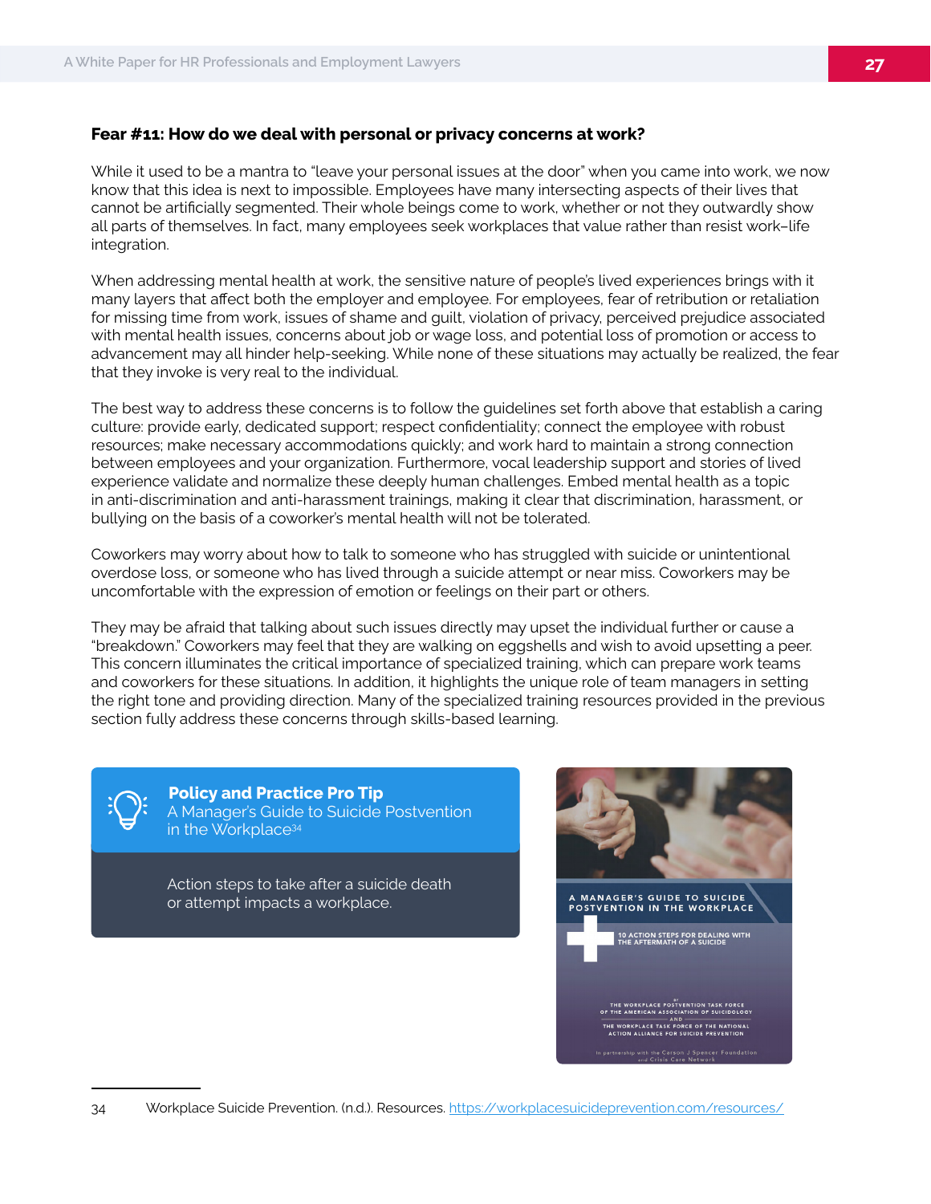### Fear #11: How do we deal with personal or privacy concerns at work?

While it used to be a mantra to "leave your personal issues at the door" when you came into work, we now know that this idea is next to impossible. Employees have many intersecting aspects of their lives that cannot be artificially segmented. Their whole beings come to work, whether or not they outwardly show all parts of themselves. In fact, many employees seek workplaces that value rather than resist work–life integration.

When addressing mental health at work, the sensitive nature of people's lived experiences brings with it many layers that affect both the employer and employee. For employees, fear of retribution or retaliation for missing time from work, issues of shame and guilt, violation of privacy, perceived prejudice associated with mental health issues, concerns about job or wage loss, and potential loss of promotion or access to advancement may all hinder help-seeking. While none of these situations may actually be realized, the fear that they invoke is very real to the individual.

The best way to address these concerns is to follow the guidelines set forth above that establish a caring culture: provide early, dedicated support; respect confidentiality; connect the employee with robust resources; make necessary accommodations quickly; and work hard to maintain a strong connection between employees and your organization. Furthermore, vocal leadership support and stories of lived experience validate and normalize these deeply human challenges. Embed mental health as a topic in anti-discrimination and anti-harassment trainings, making it clear that discrimination, harassment, or bullying on the basis of a coworker's mental health will not be tolerated.

Coworkers may worry about how to talk to someone who has struggled with suicide or unintentional overdose loss, or someone who has lived through a suicide attempt or near miss. Coworkers may be uncomfortable with the expression of emotion or feelings on their part or others.

They may be afraid that talking about such issues directly may upset the individual further or cause a "breakdown." Coworkers may feel that they are walking on eggshells and wish to avoid upsetting a peer. This concern illuminates the critical importance of specialized training, which can prepare work teams and coworkers for these situations. In addition, it highlights the unique role of team managers in setting the right tone and providing direction. Many of the specialized training resources provided in the previous section fully address these concerns through skills-based learning.

**Policy and Practice Pro Tip**
A Manager's Guide to Suicide Postvention in the Workplace[34]

Action steps to take after a suicide death or attempt impacts a workplace.

A MANAGER'S GUIDE TO SUICIDE POSTVENTION IN THE WORKPLACE

10 ACTION STEPS FOR DEALING WITH THE AFTERMATH OF A SUICIDE

BY THE WORKPLACE POSTVENTION TASK FORCE OF THE AMERICAN ASSOCIATION OF SUICIDOLOGY AND THE WORKPLACE TASK FORCE OF THE NATIONAL ACTION ALLIANCE FOR SUICIDE PREVENTION

In partnership with the Carson J Spencer Foundation and Crisis Care Network

---

34 Workplace Suicide Prevention. (n.d.). Resources. https://workplacesuicideprevention.com/resources/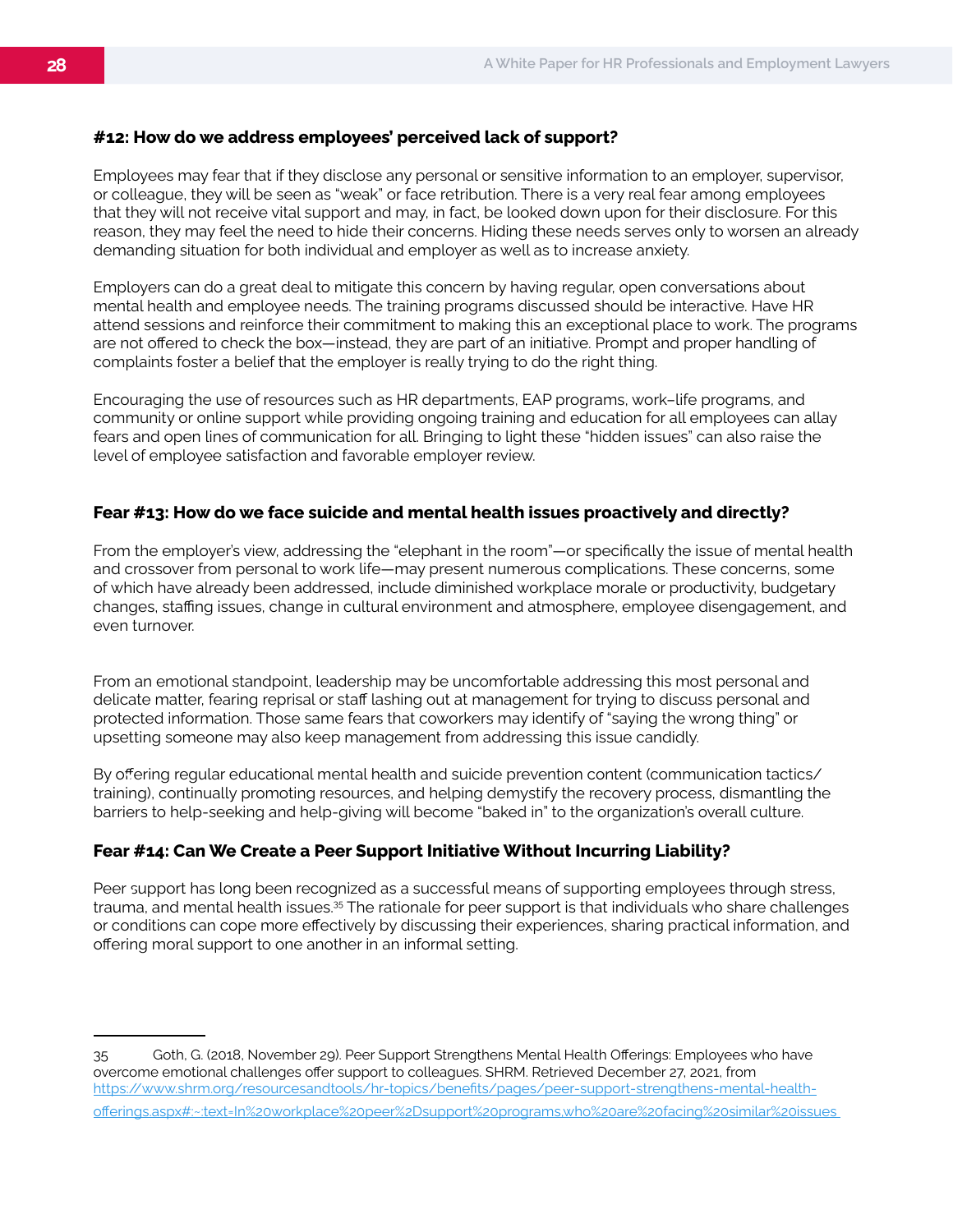### #12: How do we address employees' perceived lack of support?

Employees may fear that if they disclose any personal or sensitive information to an employer, supervisor, or colleague, they will be seen as "weak" or face retribution. There is a very real fear among employees that they will not receive vital support and may, in fact, be looked down upon for their disclosure. For this reason, they may feel the need to hide their concerns. Hiding these needs serves only to worsen an already demanding situation for both individual and employer as well as to increase anxiety.

Employers can do a great deal to mitigate this concern by having regular, open conversations about mental health and employee needs. The training programs discussed should be interactive. Have HR attend sessions and reinforce their commitment to making this an exceptional place to work. The programs are not offered to check the box—instead, they are part of an initiative. Prompt and proper handling of complaints foster a belief that the employer is really trying to do the right thing.

Encouraging the use of resources such as HR departments, EAP programs, work–life programs, and community or online support while providing ongoing training and education for all employees can allay fears and open lines of communication for all. Bringing to light these "hidden issues" can also raise the level of employee satisfaction and favorable employer review.

### Fear #13: How do we face suicide and mental health issues proactively and directly?

From the employer's view, addressing the "elephant in the room"—or specifically the issue of mental health and crossover from personal to work life—may present numerous complications. These concerns, some of which have already been addressed, include diminished workplace morale or productivity, budgetary changes, staffing issues, change in cultural environment and atmosphere, employee disengagement, and even turnover.

From an emotional standpoint, leadership may be uncomfortable addressing this most personal and delicate matter, fearing reprisal or staff lashing out at management for trying to discuss personal and protected information. Those same fears that coworkers may identify of "saying the wrong thing" or upsetting someone may also keep management from addressing this issue candidly.

By offering regular educational mental health and suicide prevention content (communication tactics/ training), continually promoting resources, and helping demystify the recovery process, dismantling the barriers to help-seeking and help-giving will become "baked in" to the organization's overall culture.

### Fear #14: Can We Create a Peer Support Initiative Without Incurring Liability?

Peer support has long been recognized as a successful means of supporting employees through stress, trauma, and mental health issues.[35] The rationale for peer support is that individuals who share challenges or conditions can cope more effectively by discussing their experiences, sharing practical information, and offering moral support to one another in an informal setting.

---

35 Goth, G. (2018, November 29). Peer Support Strengthens Mental Health Offerings: Employees who have overcome emotional challenges offer support to colleagues. SHRM. Retrieved December 27, 2021, from https://www.shrm.org/resourcesandtools/hr-topics/benefits/pages/peer-support-strengthens-mental-health-offerings.aspx#:~:text=In%20workplace%20peer%2Dsupport%20programs,who%20are%20facing%20similar%20issues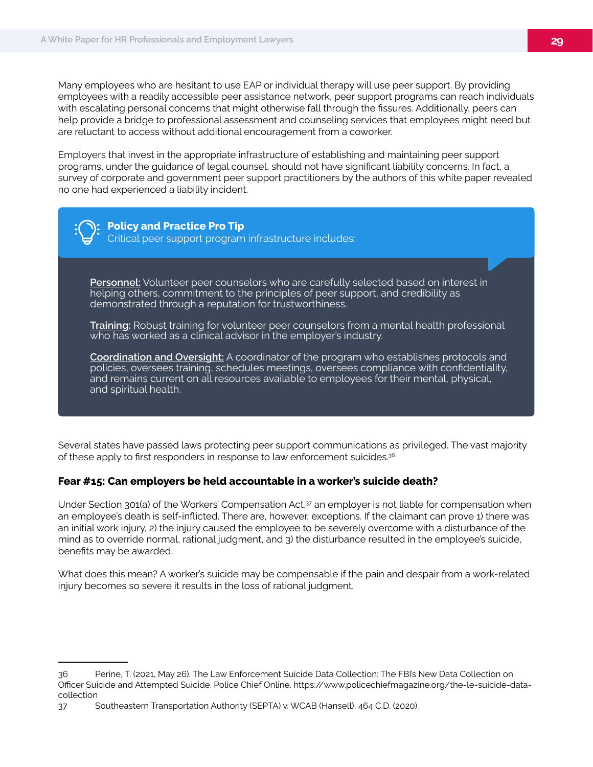Many employees who are hesitant to use EAP or individual therapy will use peer support. By providing employees with a readily accessible peer assistance network, peer support programs can reach individuals with escalating personal concerns that might otherwise fall through the fissures. Additionally, peers can help provide a bridge to professional assessment and counseling services that employees might need but are reluctant to access without additional encouragement from a coworker.

Employers that invest in the appropriate infrastructure of establishing and maintaining peer support programs, under the guidance of legal counsel, should not have significant liability concerns. In fact, a survey of corporate and government peer support practitioners by the authors of this white paper revealed no one had experienced a liability incident.

> **Policy and Practice Pro Tip**
> Critical peer support program infrastructure includes:
>
> Personnel: Volunteer peer counselors who are carefully selected based on interest in helping others, commitment to the principles of peer support, and credibility as demonstrated through a reputation for trustworthiness.
>
> Training: Robust training for volunteer peer counselors from a mental health professional who has worked as a clinical advisor in the employer's industry.
>
> Coordination and Oversight: A coordinator of the program who establishes protocols and policies, oversees training, schedules meetings, oversees compliance with confidentiality, and remains current on all resources available to employees for their mental, physical, and spiritual health.

Several states have passed laws protecting peer support communications as privileged. The vast majority of these apply to first responders in response to law enforcement suicides.[36]

### Fear #15: Can employers be held accountable in a worker's suicide death?

Under Section 301(a) of the Workers' Compensation Act,[37] an employer is not liable for compensation when an employee's death is self-inflicted. There are, however, exceptions. If the claimant can prove 1) there was an initial work injury, 2) the injury caused the employee to be severely overcome with a disturbance of the mind as to override normal, rational judgment, and 3) the disturbance resulted in the employee's suicide, benefits may be awarded.

What does this mean? A worker's suicide may be compensable if the pain and despair from a work-related injury becomes so severe it results in the loss of rational judgment.

---

36 Perine, T. (2021, May 26). The Law Enforcement Suicide Data Collection: The FBI's New Data Collection on Officer Suicide and Attempted Suicide. Police Chief Online. https://www.policechiefmagazine.org/the-le-suicide-data-collection

37 Southeastern Transportation Authority (SEPTA) v. WCAB (Hansell), 464 C.D. (2020).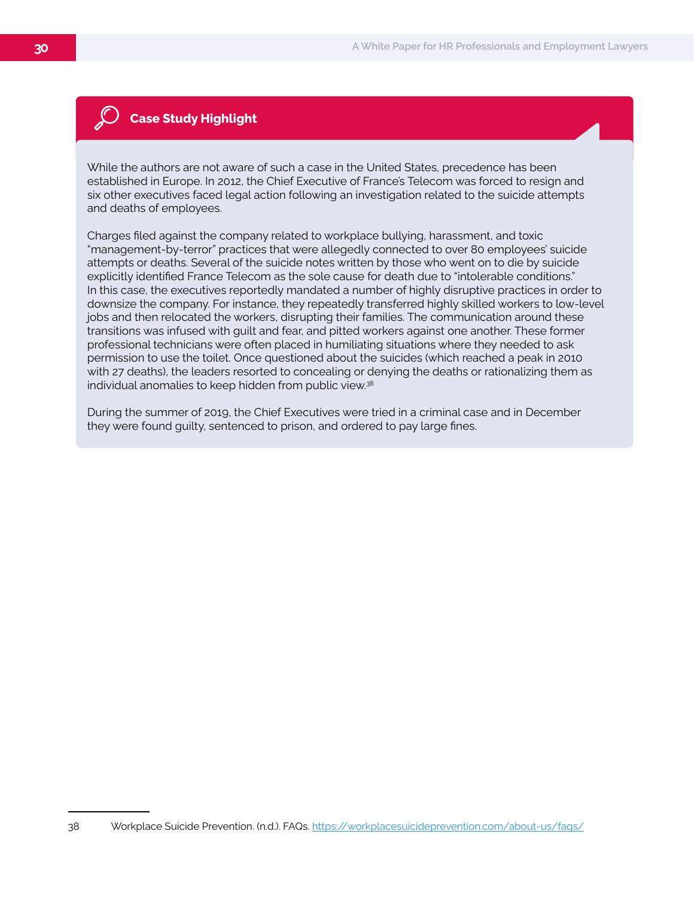### Case Study Highlight

While the authors are not aware of such a case in the United States, precedence has been established in Europe. In 2012, the Chief Executive of France's Telecom was forced to resign and six other executives faced legal action following an investigation related to the suicide attempts and deaths of employees.

Charges filed against the company related to workplace bullying, harassment, and toxic "management-by-terror" practices that were allegedly connected to over 80 employees' suicide attempts or deaths. Several of the suicide notes written by those who went on to die by suicide explicitly identified France Telecom as the sole cause for death due to "intolerable conditions." In this case, the executives reportedly mandated a number of highly disruptive practices in order to downsize the company. For instance, they repeatedly transferred highly skilled workers to low-level jobs and then relocated the workers, disrupting their families. The communication around these transitions was infused with guilt and fear, and pitted workers against one another. These former professional technicians were often placed in humiliating situations where they needed to ask permission to use the toilet. Once questioned about the suicides (which reached a peak in 2010 with 27 deaths), the leaders resorted to concealing or denying the deaths or rationalizing them as individual anomalies to keep hidden from public view.[38]

During the summer of 2019, the Chief Executives were tried in a criminal case and in December they were found guilty, sentenced to prison, and ordered to pay large fines.

---

38 Workplace Suicide Prevention. (n.d.). FAQs. https://workplacesuicideprevention.com/about-us/faqs/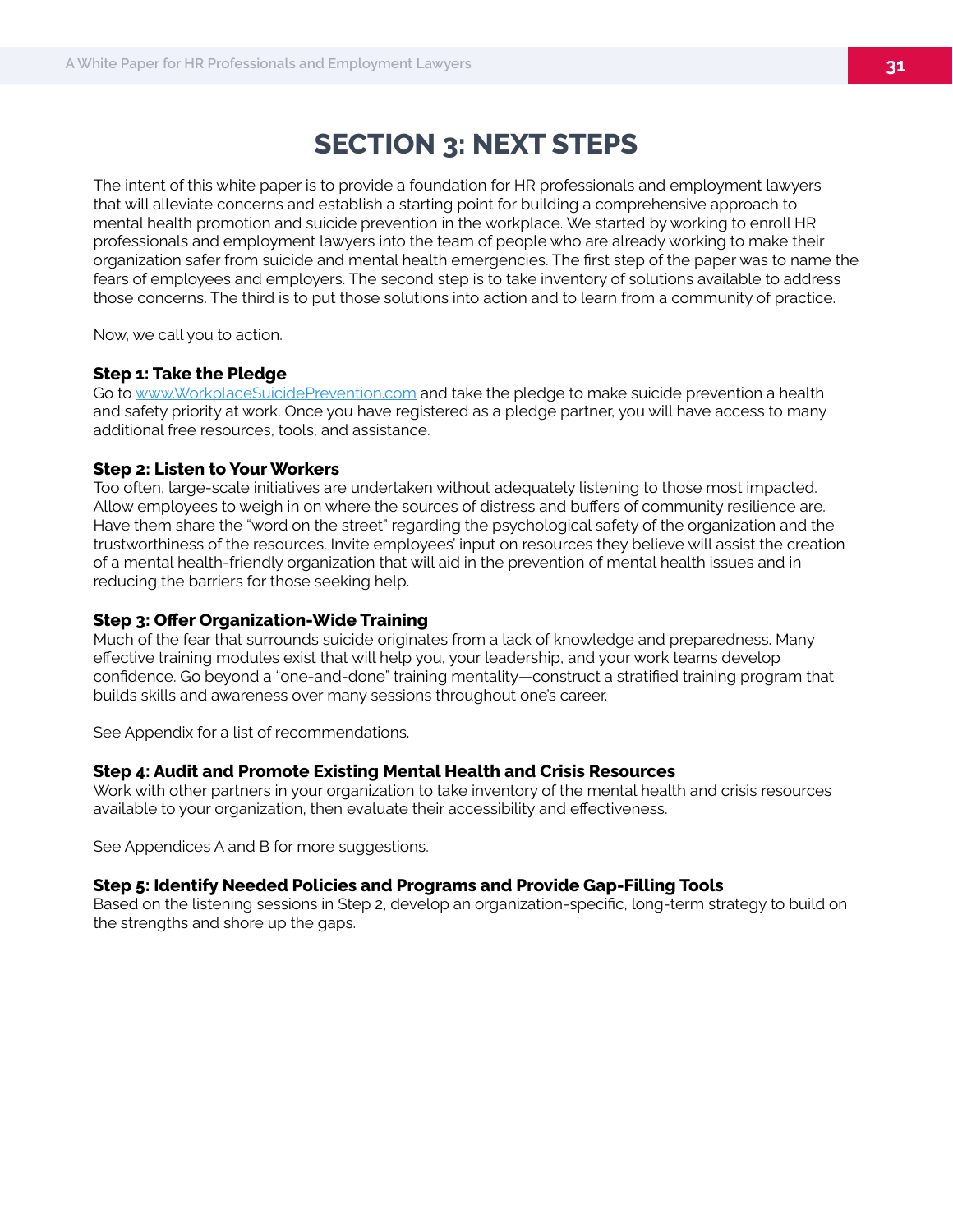# SECTION 3: NEXT STEPS

The intent of this white paper is to provide a foundation for HR professionals and employment lawyers that will alleviate concerns and establish a starting point for building a comprehensive approach to mental health promotion and suicide prevention in the workplace. We started by working to enroll HR professionals and employment lawyers into the team of people who are already working to make their organization safer from suicide and mental health emergencies. The first step of the paper was to name the fears of employees and employers. The second step is to take inventory of solutions available to address those concerns. The third is to put those solutions into action and to learn from a community of practice.

Now, we call you to action.

**Step 1: Take the Pledge**
Go to [www.WorkplaceSuicidePrevention.com](http://www.WorkplaceSuicidePrevention.com) and take the pledge to make suicide prevention a health and safety priority at work. Once you have registered as a pledge partner, you will have access to many additional free resources, tools, and assistance.

**Step 2: Listen to Your Workers**
Too often, large-scale initiatives are undertaken without adequately listening to those most impacted. Allow employees to weigh in on where the sources of distress and buffers of community resilience are. Have them share the "word on the street" regarding the psychological safety of the organization and the trustworthiness of the resources. Invite employees' input on resources they believe will assist the creation of a mental health-friendly organization that will aid in the prevention of mental health issues and in reducing the barriers for those seeking help.

**Step 3: Offer Organization-Wide Training**
Much of the fear that surrounds suicide originates from a lack of knowledge and preparedness. Many effective training modules exist that will help you, your leadership, and your work teams develop confidence. Go beyond a "one-and-done" training mentality—construct a stratified training program that builds skills and awareness over many sessions throughout one's career.

See Appendix for a list of recommendations.

**Step 4: Audit and Promote Existing Mental Health and Crisis Resources**
Work with other partners in your organization to take inventory of the mental health and crisis resources available to your organization, then evaluate their accessibility and effectiveness.

See Appendices A and B for more suggestions.

**Step 5: Identify Needed Policies and Programs and Provide Gap-Filling Tools**
Based on the listening sessions in Step 2, develop an organization-specific, long-term strategy to build on the strengths and shore up the gaps.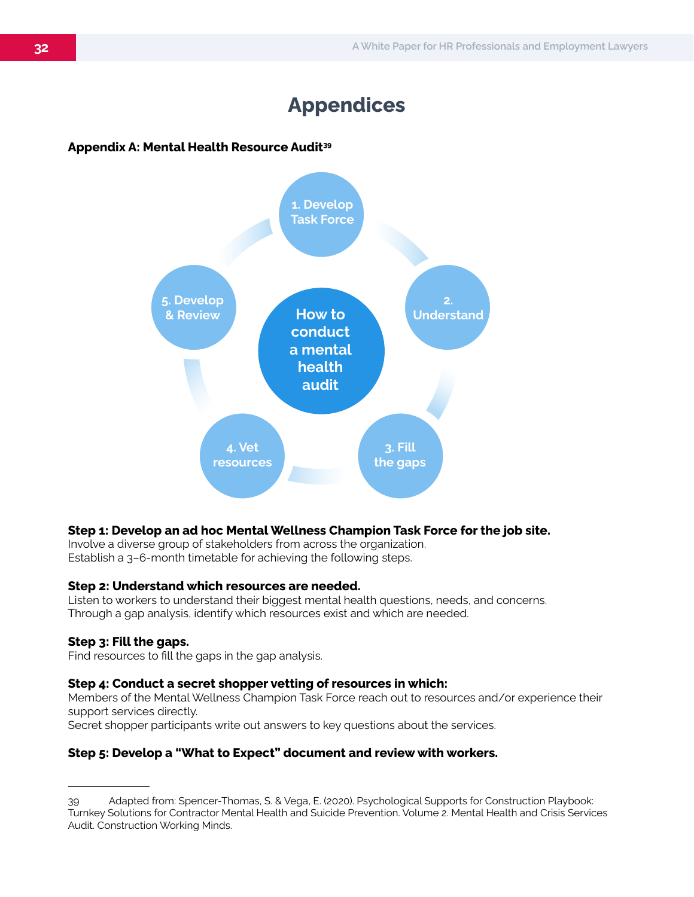# Appendices

**Appendix A: Mental Health Resource Audit[39]**

How to conduct a mental health audit

1. Develop Task Force
2. Understand
3. Fill the gaps
4. Vet resources
5. Develop & Review

**Step 1: Develop an ad hoc Mental Wellness Champion Task Force for the job site.**
Involve a diverse group of stakeholders from across the organization.
Establish a 3–6-month timetable for achieving the following steps.

**Step 2: Understand which resources are needed.**
Listen to workers to understand their biggest mental health questions, needs, and concerns.
Through a gap analysis, identify which resources exist and which are needed.

**Step 3: Fill the gaps.**
Find resources to fill the gaps in the gap analysis.

**Step 4: Conduct a secret shopper vetting of resources in which:**
Members of the Mental Wellness Champion Task Force reach out to resources and/or experience their support services directly.
Secret shopper participants write out answers to key questions about the services.

**Step 5: Develop a "What to Expect" document and review with workers.**

---

39 Adapted from: Spencer-Thomas, S. & Vega, E. (2020). Psychological Supports for Construction Playbook: Turnkey Solutions for Contractor Mental Health and Suicide Prevention. Volume 2. Mental Health and Crisis Services Audit. Construction Working Minds.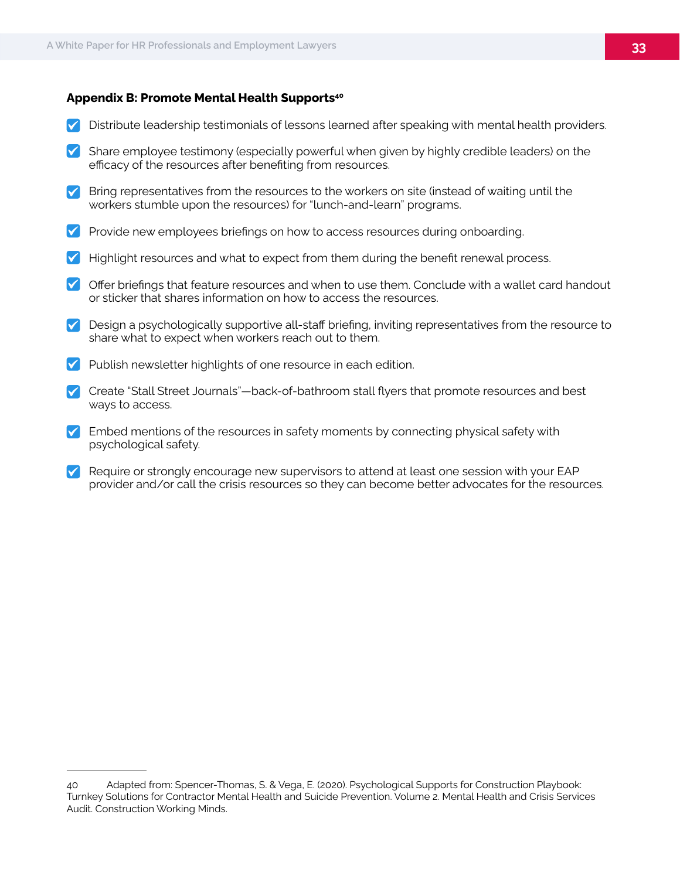### Appendix B: Promote Mental Health Supports[40]

- Distribute leadership testimonials of lessons learned after speaking with mental health providers.
- Share employee testimony (especially powerful when given by highly credible leaders) on the efficacy of the resources after benefiting from resources.
- Bring representatives from the resources to the workers on site (instead of waiting until the workers stumble upon the resources) for "lunch-and-learn" programs.
- Provide new employees briefings on how to access resources during onboarding.
- Highlight resources and what to expect from them during the benefit renewal process.
- Offer briefings that feature resources and when to use them. Conclude with a wallet card handout or sticker that shares information on how to access the resources.
- Design a psychologically supportive all-staff briefing, inviting representatives from the resource to share what to expect when workers reach out to them.
- Publish newsletter highlights of one resource in each edition.
- Create "Stall Street Journals"—back-of-bathroom stall flyers that promote resources and best ways to access.
- Embed mentions of the resources in safety moments by connecting physical safety with psychological safety.
- Require or strongly encourage new supervisors to attend at least one session with your EAP provider and/or call the crisis resources so they can become better advocates for the resources.

---

40 Adapted from: Spencer-Thomas, S. & Vega, E. (2020). Psychological Supports for Construction Playbook: Turnkey Solutions for Contractor Mental Health and Suicide Prevention. Volume 2. Mental Health and Crisis Services Audit. Construction Working Minds.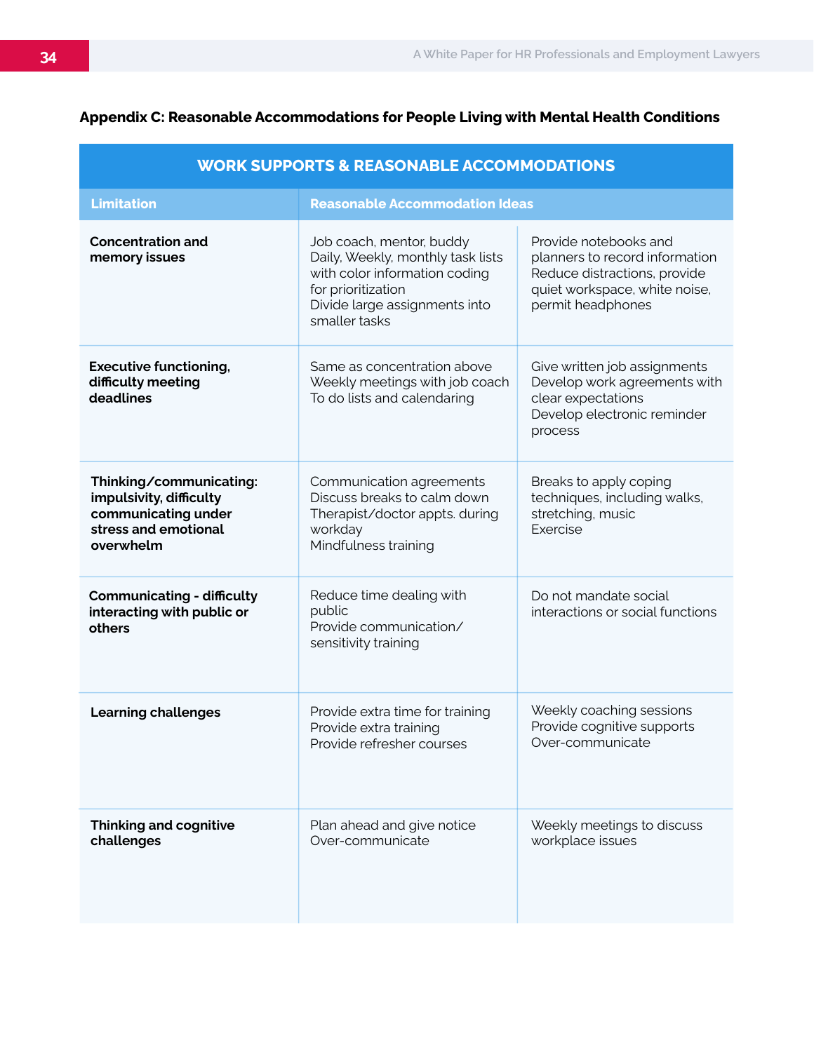**Appendix C: Reasonable Accommodations for People Living with Mental Health Conditions**

| WORK SUPPORTS & REASONABLE ACCOMMODATIONS | | |
|---|---|---|
| **Limitation** | **Reasonable Accommodation Ideas** | |
| **Concentration and memory issues** | Job coach, mentor, buddy<br>Daily, Weekly, monthly task lists with color information coding for prioritization<br>Divide large assignments into smaller tasks | Provide notebooks and planners to record information<br>Reduce distractions, provide quiet workspace, white noise, permit headphones |
| **Executive functioning, difficulty meeting deadlines** | Same as concentration above<br>Weekly meetings with job coach<br>To do lists and calendaring | Give written job assignments<br>Develop work agreements with clear expectations<br>Develop electronic reminder process |
| **Thinking/communicating: impulsivity, difficulty communicating under stress and emotional overwhelm** | Communication agreements<br>Discuss breaks to calm down<br>Therapist/doctor appts. during workday<br>Mindfulness training | Breaks to apply coping techniques, including walks, stretching, music<br>Exercise |
| **Communicating - difficulty interacting with public or others** | Reduce time dealing with public<br>Provide communication/ sensitivity training | Do not mandate social interactions or social functions |
| **Learning challenges** | Provide extra time for training<br>Provide extra training<br>Provide refresher courses | Weekly coaching sessions<br>Provide cognitive supports<br>Over-communicate |
| **Thinking and cognitive challenges** | Plan ahead and give notice<br>Over-communicate | Weekly meetings to discuss workplace issues |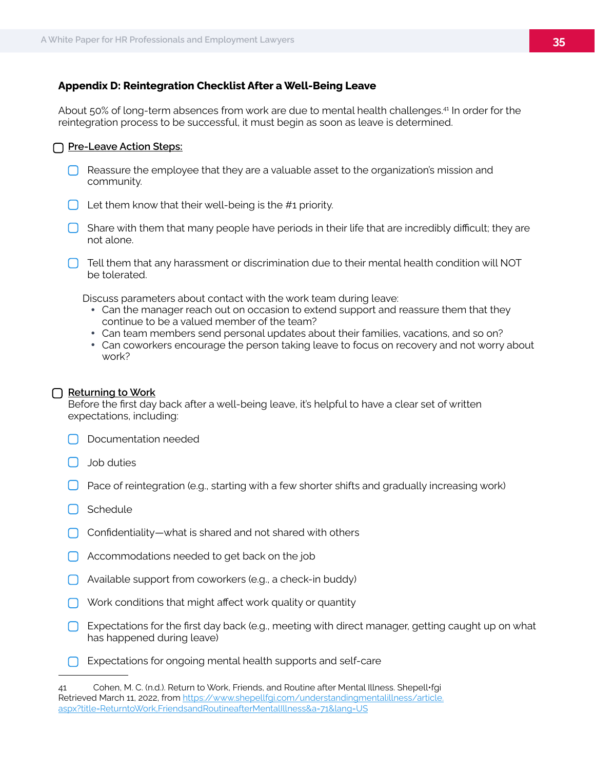### Appendix D: Reintegration Checklist After a Well-Being Leave

About 50% of long-term absences from work are due to mental health challenges.[41] In order for the reintegration process to be successful, it must begin as soon as leave is determined.

- [ ] **Pre-Leave Action Steps:**
  - [ ] Reassure the employee that they are a valuable asset to the organization's mission and community.
  - [ ] Let them know that their well-being is the #1 priority.
  - [ ] Share with them that many people have periods in their life that are incredibly difficult; they are not alone.
  - [ ] Tell them that any harassment or discrimination due to their mental health condition will NOT be tolerated.

  Discuss parameters about contact with the work team during leave:
  - Can the manager reach out on occasion to extend support and reassure them that they continue to be a valued member of the team?
  - Can team members send personal updates about their families, vacations, and so on?
  - Can coworkers encourage the person taking leave to focus on recovery and not worry about work?

- [ ] **Returning to Work**

  Before the first day back after a well-being leave, it's helpful to have a clear set of written expectations, including:
  - [ ] Documentation needed
  - [ ] Job duties
  - [ ] Pace of reintegration (e.g., starting with a few shorter shifts and gradually increasing work)
  - [ ] Schedule
  - [ ] Confidentiality—what is shared and not shared with others
  - [ ] Accommodations needed to get back on the job
  - [ ] Available support from coworkers (e.g., a check-in buddy)
  - [ ] Work conditions that might affect work quality or quantity
  - [ ] Expectations for the first day back (e.g., meeting with direct manager, getting caught up on what has happened during leave)
  - [ ] Expectations for ongoing mental health supports and self-care

---

41 Cohen, M. C. (n.d.). Return to Work, Friends, and Routine after Mental Illness. Shepell•fgi Retrieved March 11, 2022, from https://www.shepellfgi.com/understandingmentalillness/article.aspx?title=ReturntoWork,FriendsandRoutineafterMentalIllness&a=71&lang=US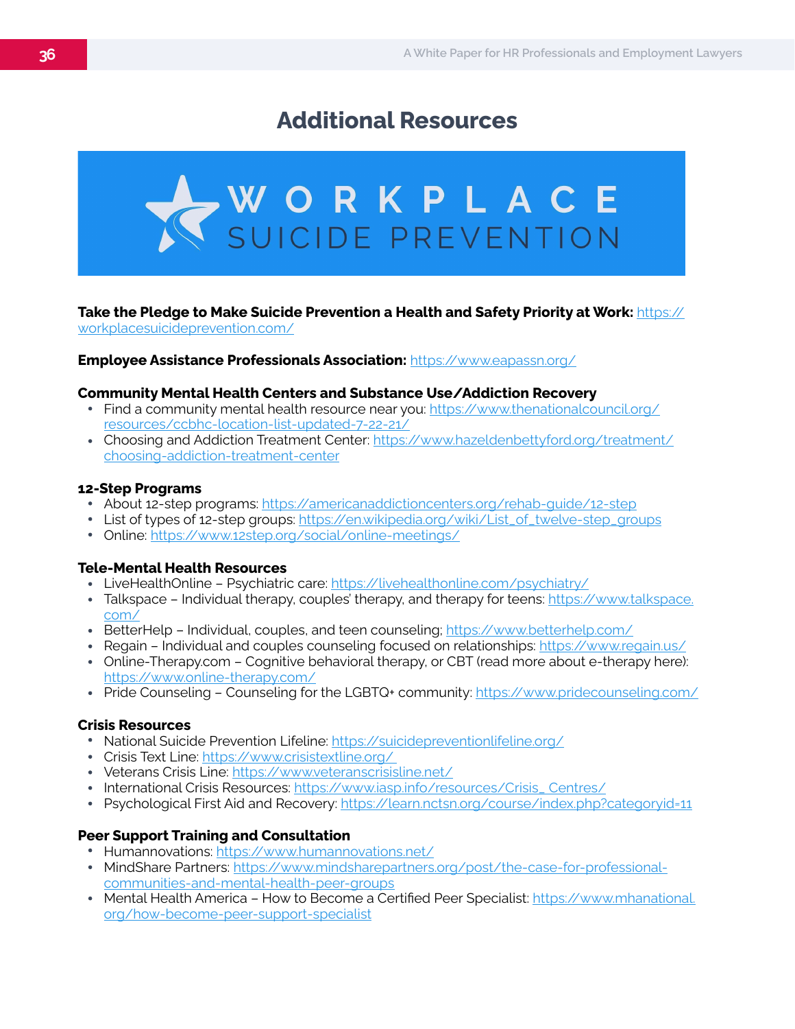# Additional Resources

WORKPLACE SUICIDE PREVENTION

**Take the Pledge to Make Suicide Prevention a Health and Safety Priority at Work:** https://workplacesuicideprevention.com/

**Employee Assistance Professionals Association:** https://www.eapassn.org/

**Community Mental Health Centers and Substance Use/Addiction Recovery**

- Find a community mental health resource near you: https://www.thenationalcouncil.org/resources/ccbhc-location-list-updated-7-22-21/
- Choosing and Addiction Treatment Center: https://www.hazeldenbettyford.org/treatment/choosing-addiction-treatment-center

**12-Step Programs**

- About 12-step programs: https://americanaddictioncenters.org/rehab-guide/12-step
- List of types of 12-step groups: https://en.wikipedia.org/wiki/List_of_twelve-step_groups
- Online: https://www.12step.org/social/online-meetings/

**Tele-Mental Health Resources**

- LiveHealthOnline – Psychiatric care: https://livehealthonline.com/psychiatry/
- Talkspace – Individual therapy, couples' therapy, and therapy for teens: https://www.talkspace.com/
- BetterHelp – Individual, couples, and teen counseling; https://www.betterhelp.com/
- Regain – Individual and couples counseling focused on relationships: https://www.regain.us/
- Online-Therapy.com – Cognitive behavioral therapy, or CBT (read more about e-therapy here): https://www.online-therapy.com/
- Pride Counseling – Counseling for the LGBTQ+ community: https://www.pridecounseling.com/

**Crisis Resources**

- National Suicide Prevention Lifeline: https://suicidepreventionlifeline.org/
- Crisis Text Line: https://www.crisistextline.org/
- Veterans Crisis Line: https://www.veteranscrisisline.net/
- International Crisis Resources: https://www.iasp.info/resources/Crisis_Centres/
- Psychological First Aid and Recovery: https://learn.nctsn.org/course/index.php?categoryid=11

**Peer Support Training and Consultation**

- Humannovations: https://www.humannovations.net/
- MindShare Partners: https://www.mindsharepartners.org/post/the-case-for-professional-communities-and-mental-health-peer-groups
- Mental Health America – How to Become a Certified Peer Specialist: https://www.mhanational.org/how-become-peer-support-specialist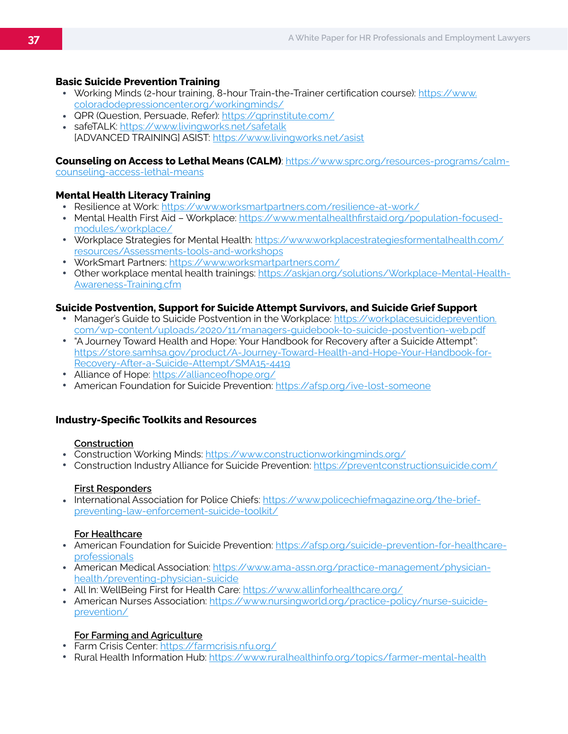**Basic Suicide Prevention Training**

- Working Minds (2-hour training, 8-hour Train-the-Trainer certification course): https://www.coloradodepressioncenter.org/workingminds/
- QPR (Question, Persuade, Refer): https://qprinstitute.com/
- safeTALK: https://www.livingworks.net/safetalk
  [ADVANCED TRAINING] ASIST: https://www.livingworks.net/asist

**Counseling on Access to Lethal Means (CALM)**: https://www.sprc.org/resources-programs/calm-counseling-access-lethal-means

**Mental Health Literacy Training**

- Resilience at Work: https://www.worksmartpartners.com/resilience-at-work/
- Mental Health First Aid – Workplace: https://www.mentalhealthfirstaid.org/population-focused-modules/workplace/
- Workplace Strategies for Mental Health: https://www.workplacestrategiesformentalhealth.com/resources/Assessments-tools-and-workshops
- WorkSmart Partners: https://www.worksmartpartners.com/
- Other workplace mental health trainings: https://askjan.org/solutions/Workplace-Mental-Health-Awareness-Training.cfm

**Suicide Postvention, Support for Suicide Attempt Survivors, and Suicide Grief Support**

- Manager's Guide to Suicide Postvention in the Workplace: https://workplacesuicideprevention.com/wp-content/uploads/2020/11/managers-guidebook-to-suicide-postvention-web.pdf
- "A Journey Toward Health and Hope: Your Handbook for Recovery after a Suicide Attempt": https://store.samhsa.gov/product/A-Journey-Toward-Health-and-Hope-Your-Handbook-for-Recovery-After-a-Suicide-Attempt/SMA15-4419
- Alliance of Hope: https://allianceofhope.org/
- American Foundation for Suicide Prevention: https://afsp.org/ive-lost-someone

**Industry-Specific Toolkits and Resources**

**Construction**

- Construction Working Minds: https://www.constructionworkingminds.org/
- Construction Industry Alliance for Suicide Prevention: https://preventconstructionsuicide.com/

**First Responders**

- International Association for Police Chiefs: https://www.policechiefmagazine.org/the-brief-preventing-law-enforcement-suicide-toolkit/

**For Healthcare**

- American Foundation for Suicide Prevention: https://afsp.org/suicide-prevention-for-healthcare-professionals
- American Medical Association: https://www.ama-assn.org/practice-management/physician-health/preventing-physician-suicide
- All In: WellBeing First for Health Care: https://www.allinforhealthcare.org/
- American Nurses Association: https://www.nursingworld.org/practice-policy/nurse-suicide-prevention/

**For Farming and Agriculture**

- Farm Crisis Center: https://farmcrisis.nfu.org/
- Rural Health Information Hub: https://www.ruralhealthinfo.org/topics/farmer-mental-health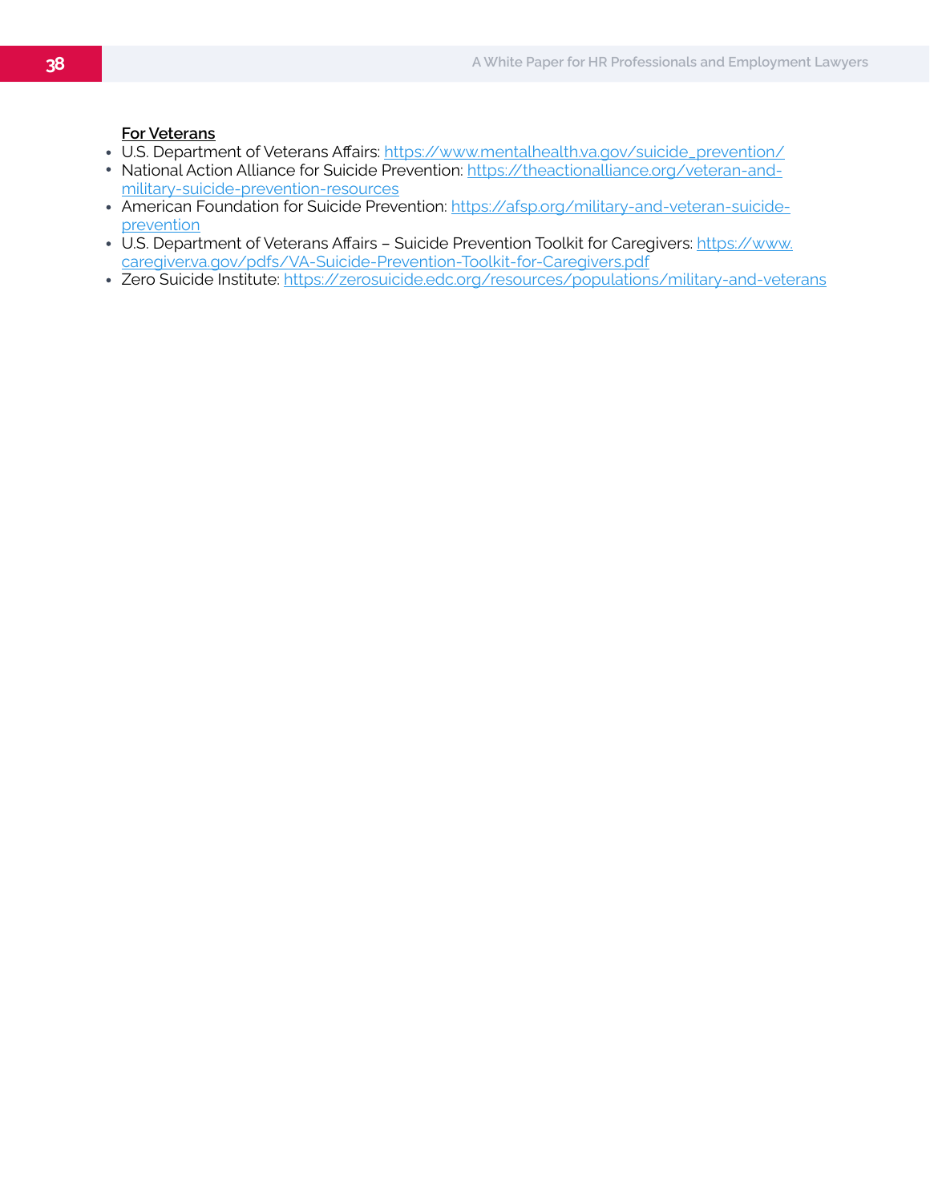**For Veterans**

- U.S. Department of Veterans Affairs: https://www.mentalhealth.va.gov/suicide_prevention/
- National Action Alliance for Suicide Prevention: https://theactionalliance.org/veteran-and-military-suicide-prevention-resources
- American Foundation for Suicide Prevention: https://afsp.org/military-and-veteran-suicide-prevention
- U.S. Department of Veterans Affairs – Suicide Prevention Toolkit for Caregivers: https://www.caregiver.va.gov/pdfs/VA-Suicide-Prevention-Toolkit-for-Caregivers.pdf
- Zero Suicide Institute: https://zerosuicide.edc.org/resources/populations/military-and-veterans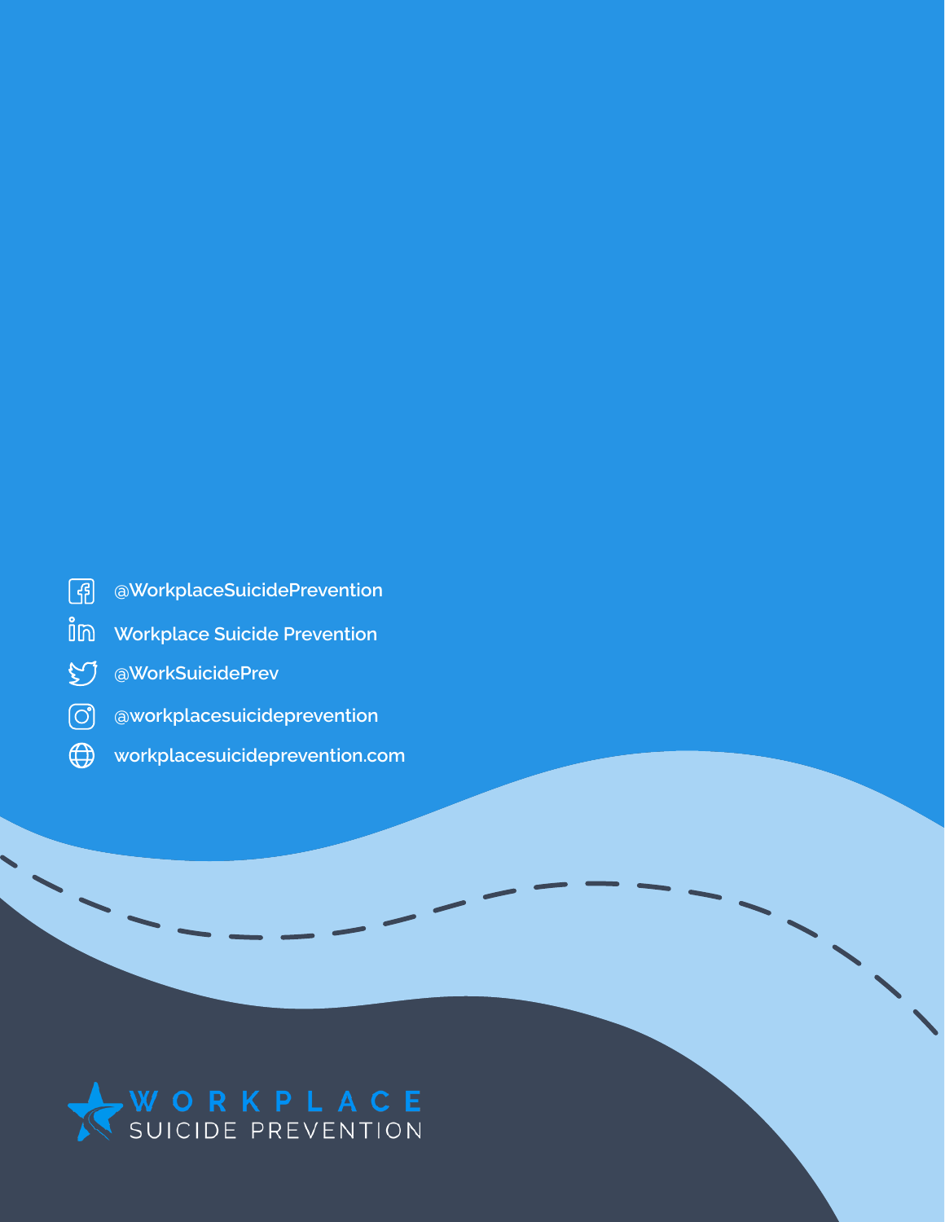@WorkplaceSuicidePrevention

Workplace Suicide Prevention

@WorkSuicidePrev

@workplacesuicideprevention

workplacesuicideprevention.com

WORKPLACE
SUICIDE PREVENTION